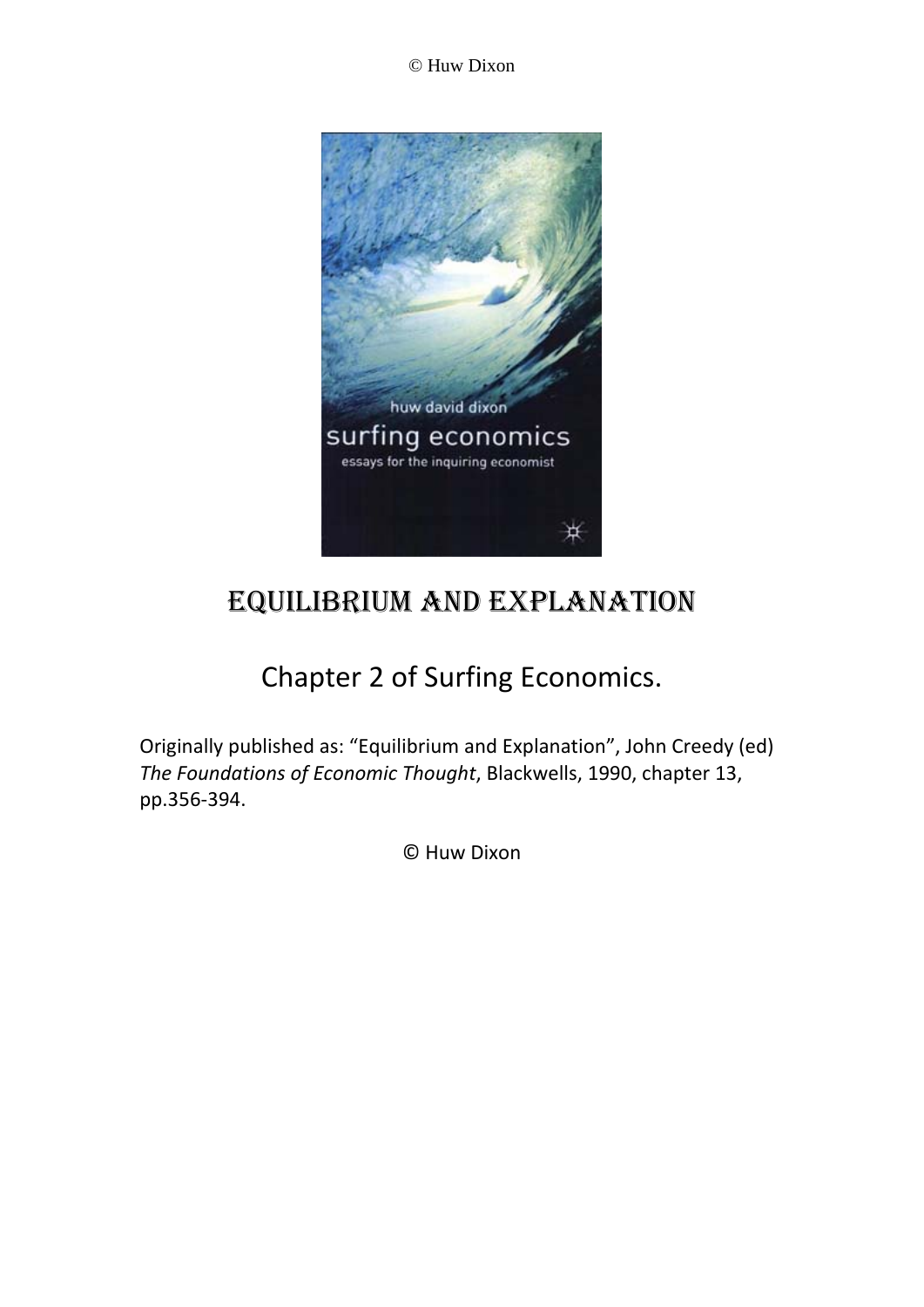© Huw Dixon

# Equilibrium and Explanation

## Chapter 2 of Surfing Economics.

Originally published as: "Equilibrium and Explanation", John Creedy (ed) *The Foundations of Economic Thought*, Blackwells, 1990, chapter 13, pp.356-394.

© Huw Dixon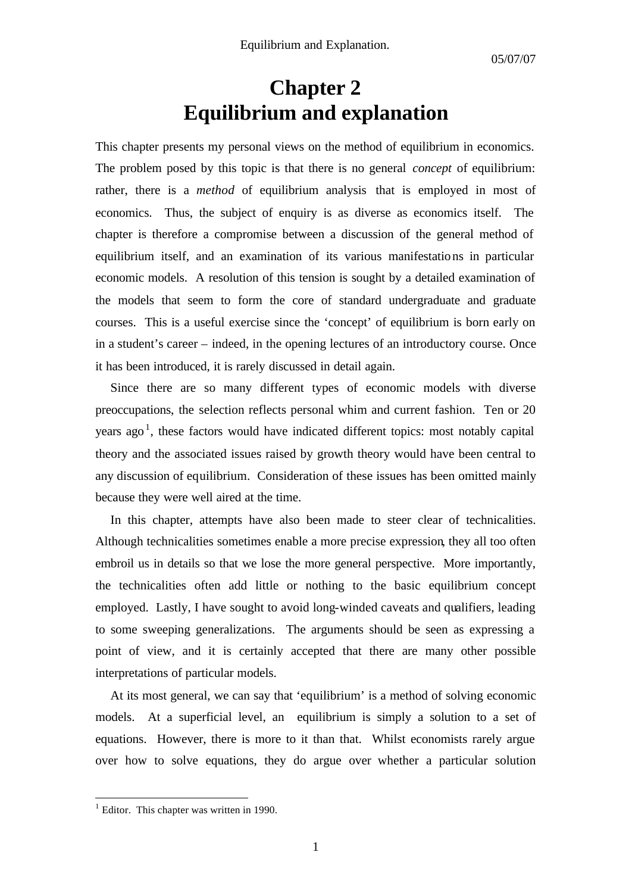# Chapter 2
# Equilibrium and explanation

This chapter presents my personal views on the method of equilibrium in economics. The problem posed by this topic is that there is no general *concept* of equilibrium: rather, there is a *method* of equilibrium analysis that is employed in most of economics. Thus, the subject of enquiry is as diverse as economics itself. The chapter is therefore a compromise between a discussion of the general method of equilibrium itself, and an examination of its various manifestations in particular economic models. A resolution of this tension is sought by a detailed examination of the models that seem to form the core of standard undergraduate and graduate courses. This is a useful exercise since the 'concept' of equilibrium is born early on in a student's career – indeed, in the opening lectures of an introductory course. Once it has been introduced, it is rarely discussed in detail again.

Since there are so many different types of economic models with diverse preoccupations, the selection reflects personal whim and current fashion. Ten or 20 years ago[1], these factors would have indicated different topics: most notably capital theory and the associated issues raised by growth theory would have been central to any discussion of equilibrium. Consideration of these issues has been omitted mainly because they were well aired at the time.

In this chapter, attempts have also been made to steer clear of technicalities. Although technicalities sometimes enable a more precise expression, they all too often embroil us in details so that we lose the more general perspective. More importantly, the technicalities often add little or nothing to the basic equilibrium concept employed. Lastly, I have sought to avoid long-winded caveats and qualifiers, leading to some sweeping generalizations. The arguments should be seen as expressing a point of view, and it is certainly accepted that there are many other possible interpretations of particular models.

At its most general, we can say that 'equilibrium' is a method of solving economic models. At a superficial level, an equilibrium is simply a solution to a set of equations. However, there is more to it than that. Whilst economists rarely argue over how to solve equations, they do argue over whether a particular solution

[1] Editor. This chapter was written in 1990.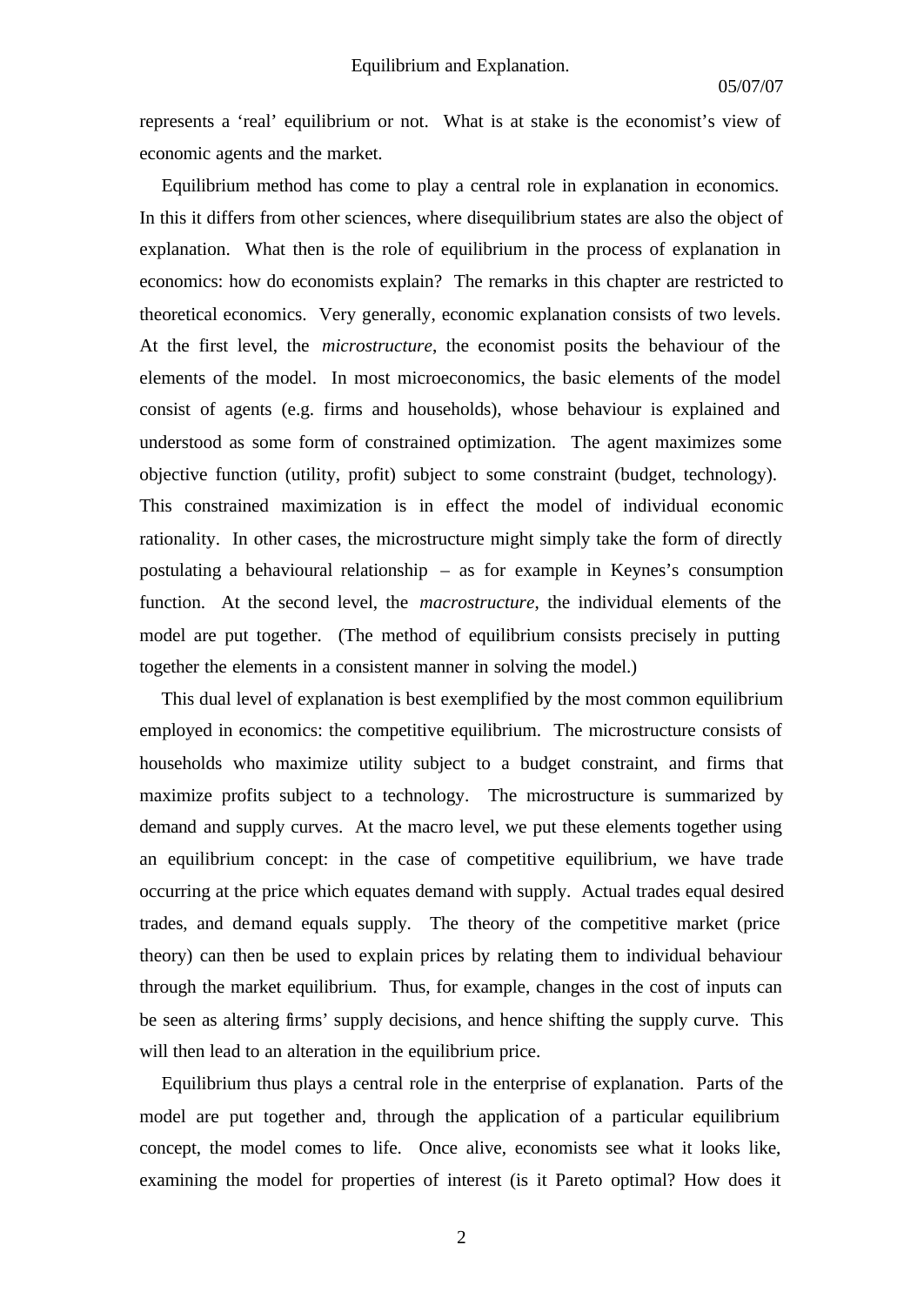represents a 'real' equilibrium or not. What is at stake is the economist's view of economic agents and the market.

Equilibrium method has come to play a central role in explanation in economics. In this it differs from other sciences, where disequilibrium states are also the object of explanation. What then is the role of equilibrium in the process of explanation in economics: how do economists explain? The remarks in this chapter are restricted to theoretical economics. Very generally, economic explanation consists of two levels. At the first level, the *microstructure*, the economist posits the behaviour of the elements of the model. In most microeconomics, the basic elements of the model consist of agents (e.g. firms and households), whose behaviour is explained and understood as some form of constrained optimization. The agent maximizes some objective function (utility, profit) subject to some constraint (budget, technology). This constrained maximization is in effect the model of individual economic rationality. In other cases, the microstructure might simply take the form of directly postulating a behavioural relationship – as for example in Keynes's consumption function. At the second level, the *macrostructure*, the individual elements of the model are put together. (The method of equilibrium consists precisely in putting together the elements in a consistent manner in solving the model.)

This dual level of explanation is best exemplified by the most common equilibrium employed in economics: the competitive equilibrium. The microstructure consists of households who maximize utility subject to a budget constraint, and firms that maximize profits subject to a technology. The microstructure is summarized by demand and supply curves. At the macro level, we put these elements together using an equilibrium concept: in the case of competitive equilibrium, we have trade occurring at the price which equates demand with supply. Actual trades equal desired trades, and demand equals supply. The theory of the competitive market (price theory) can then be used to explain prices by relating them to individual behaviour through the market equilibrium. Thus, for example, changes in the cost of inputs can be seen as altering firms' supply decisions, and hence shifting the supply curve. This will then lead to an alteration in the equilibrium price.

Equilibrium thus plays a central role in the enterprise of explanation. Parts of the model are put together and, through the application of a particular equilibrium concept, the model comes to life. Once alive, economists see what it looks like, examining the model for properties of interest (is it Pareto optimal? How does it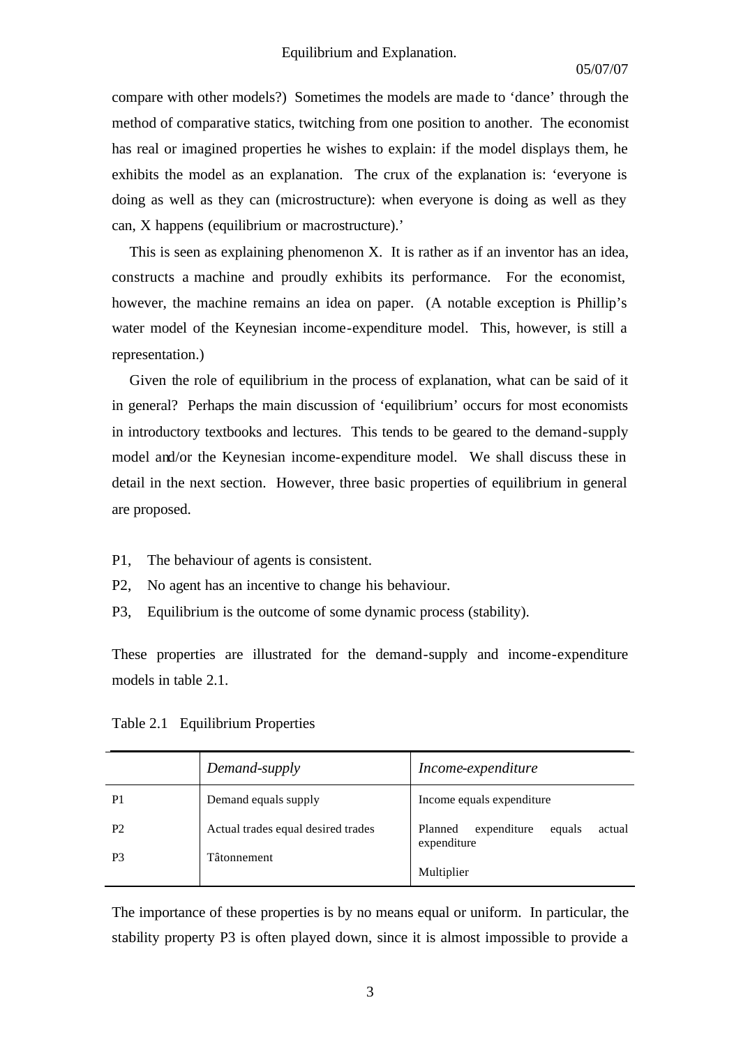compare with other models?) Sometimes the models are made to 'dance' through the method of comparative statics, twitching from one position to another. The economist has real or imagined properties he wishes to explain: if the model displays them, he exhibits the model as an explanation. The crux of the explanation is: 'everyone is doing as well as they can (microstructure): when everyone is doing as well as they can, X happens (equilibrium or macrostructure).'

This is seen as explaining phenomenon X. It is rather as if an inventor has an idea, constructs a machine and proudly exhibits its performance. For the economist, however, the machine remains an idea on paper. (A notable exception is Phillip's water model of the Keynesian income-expenditure model. This, however, is still a representation.)

Given the role of equilibrium in the process of explanation, what can be said of it in general? Perhaps the main discussion of 'equilibrium' occurs for most economists in introductory textbooks and lectures. This tends to be geared to the demand-supply model and/or the Keynesian income-expenditure model. We shall discuss these in detail in the next section. However, three basic properties of equilibrium in general are proposed.

P1, The behaviour of agents is consistent.

P2, No agent has an incentive to change his behaviour.

P3, Equilibrium is the outcome of some dynamic process (stability).

These properties are illustrated for the demand-supply and income-expenditure models in table 2.1.

Table 2.1 Equilibrium Properties

| | *Demand-supply* | *Income-expenditure* |
|---|---|---|
| P1 | Demand equals supply | Income equals expenditure |
| P2 | Actual trades equal desired trades | Planned expenditure equals actual expenditure |
| P3 | Tâtonnement | Multiplier |

The importance of these properties is by no means equal or uniform. In particular, the stability property P3 is often played down, since it is almost impossible to provide a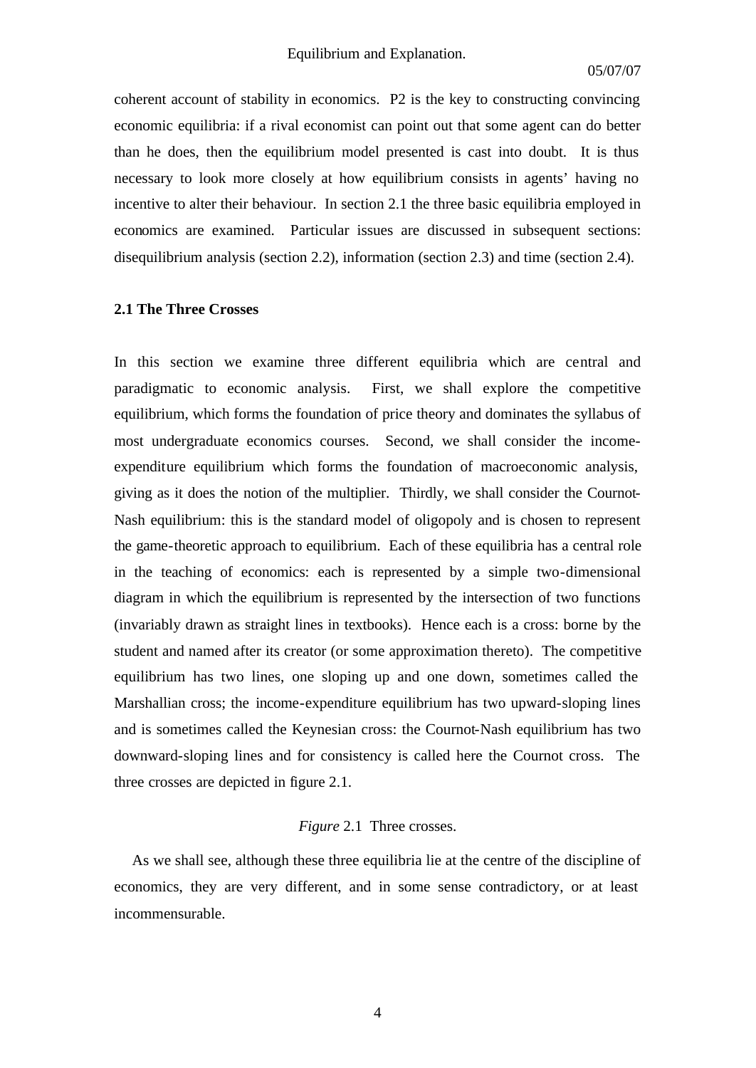coherent account of stability in economics. P2 is the key to constructing convincing economic equilibria: if a rival economist can point out that some agent can do better than he does, then the equilibrium model presented is cast into doubt. It is thus necessary to look more closely at how equilibrium consists in agents' having no incentive to alter their behaviour. In section 2.1 the three basic equilibria employed in economics are examined. Particular issues are discussed in subsequent sections: disequilibrium analysis (section 2.2), information (section 2.3) and time (section 2.4).

**2.1 The Three Crosses**

In this section we examine three different equilibria which are central and paradigmatic to economic analysis. First, we shall explore the competitive equilibrium, which forms the foundation of price theory and dominates the syllabus of most undergraduate economics courses. Second, we shall consider the income-expenditure equilibrium which forms the foundation of macroeconomic analysis, giving as it does the notion of the multiplier. Thirdly, we shall consider the Cournot-Nash equilibrium: this is the standard model of oligopoly and is chosen to represent the game-theoretic approach to equilibrium. Each of these equilibria has a central role in the teaching of economics: each is represented by a simple two-dimensional diagram in which the equilibrium is represented by the intersection of two functions (invariably drawn as straight lines in textbooks). Hence each is a cross: borne by the student and named after its creator (or some approximation thereto). The competitive equilibrium has two lines, one sloping up and one down, sometimes called the Marshallian cross; the income-expenditure equilibrium has two upward-sloping lines and is sometimes called the Keynesian cross: the Cournot-Nash equilibrium has two downward-sloping lines and for consistency is called here the Cournot cross. The three crosses are depicted in figure 2.1.

*Figure* 2.1 Three crosses.

As we shall see, although these three equilibria lie at the centre of the discipline of economics, they are very different, and in some sense contradictory, or at least incommensurable.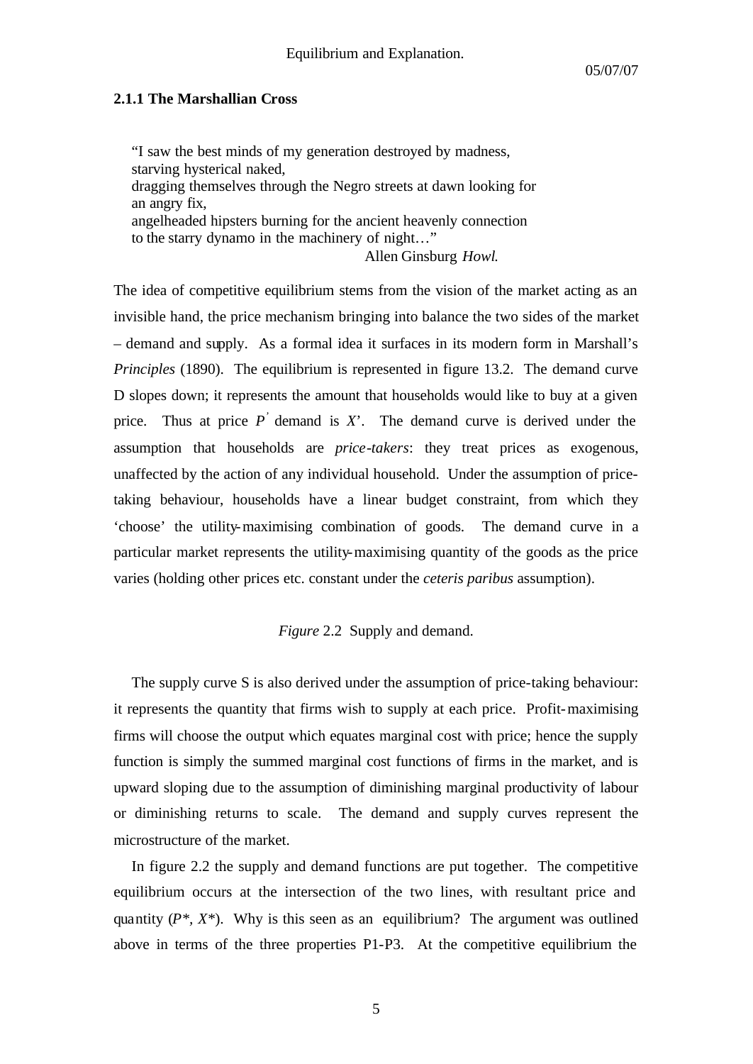### 2.1.1 The Marshallian Cross

> "I saw the best minds of my generation destroyed by madness,
> starving hysterical naked,
> dragging themselves through the Negro streets at dawn looking for an angry fix,
> angelheaded hipsters burning for the ancient heavenly connection to the starry dynamo in the machinery of night…"
>
> Allen Ginsburg *Howl.*

The idea of competitive equilibrium stems from the vision of the market acting as an invisible hand, the price mechanism bringing into balance the two sides of the market – demand and supply. As a formal idea it surfaces in its modern form in Marshall's *Principles* (1890). The equilibrium is represented in figure 13.2. The demand curve D slopes down; it represents the amount that households would like to buy at a given price. Thus at price $P'$ demand is $X'$. The demand curve is derived under the assumption that households are *price-takers*: they treat prices as exogenous, unaffected by the action of any individual household. Under the assumption of price-taking behaviour, households have a linear budget constraint, from which they 'choose' the utility-maximising combination of goods. The demand curve in a particular market represents the utility-maximising quantity of the goods as the price varies (holding other prices etc. constant under the *ceteris paribus* assumption).

*Figure* 2.2 Supply and demand.

The supply curve S is also derived under the assumption of price-taking behaviour: it represents the quantity that firms wish to supply at each price. Profit-maximising firms will choose the output which equates marginal cost with price; hence the supply function is simply the summed marginal cost functions of firms in the market, and is upward sloping due to the assumption of diminishing marginal productivity of labour or diminishing returns to scale. The demand and supply curves represent the microstructure of the market.

In figure 2.2 the supply and demand functions are put together. The competitive equilibrium occurs at the intersection of the two lines, with resultant price and quantity ($P^*$, $X^*$). Why is this seen as an equilibrium? The argument was outlined above in terms of the three properties P1-P3. At the competitive equilibrium the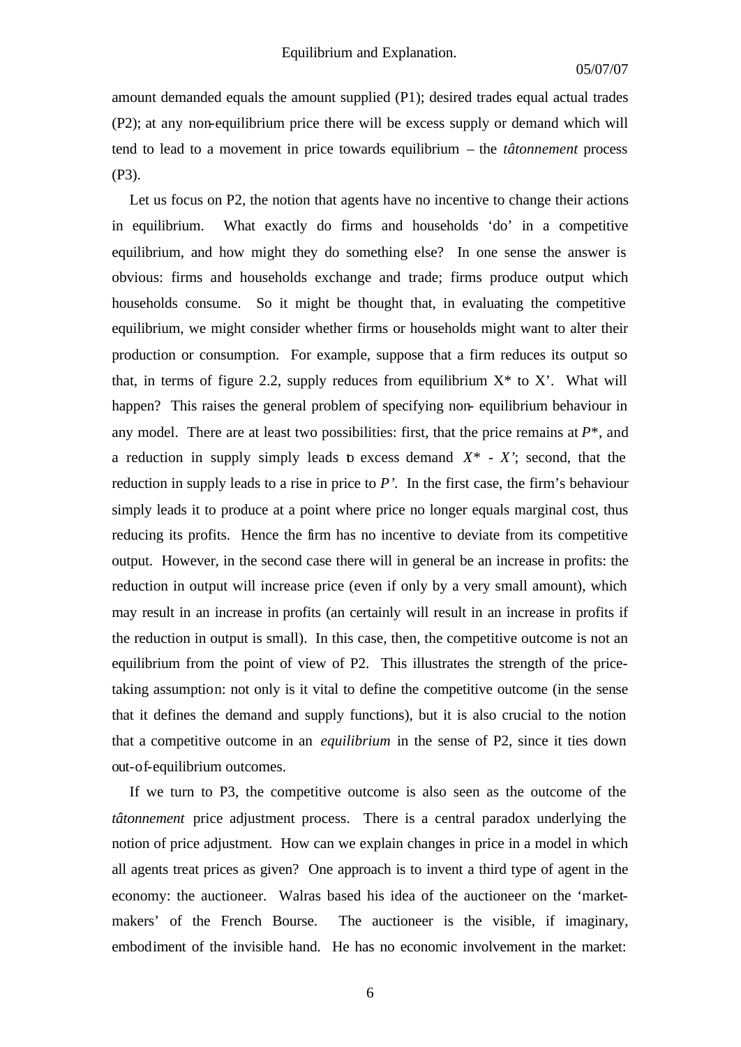amount demanded equals the amount supplied (P1); desired trades equal actual trades (P2); at any non-equilibrium price there will be excess supply or demand which will tend to lead to a movement in price towards equilibrium – the *tâtonnement* process (P3).

Let us focus on P2, the notion that agents have no incentive to change their actions in equilibrium. What exactly do firms and households 'do' in a competitive equilibrium, and how might they do something else? In one sense the answer is obvious: firms and households exchange and trade; firms produce output which households consume. So it might be thought that, in evaluating the competitive equilibrium, we might consider whether firms or households might want to alter their production or consumption. For example, suppose that a firm reduces its output so that, in terms of figure 2.2, supply reduces from equilibrium X* to X'. What will happen? This raises the general problem of specifying non- equilibrium behaviour in any model. There are at least two possibilities: first, that the price remains at $P^*$, and a reduction in supply simply leads to excess demand $X^* - X'$; second, that the reduction in supply leads to a rise in price to $P'$. In the first case, the firm's behaviour simply leads it to produce at a point where price no longer equals marginal cost, thus reducing its profits. Hence the firm has no incentive to deviate from its competitive output. However, in the second case there will in general be an increase in profits: the reduction in output will increase price (even if only by a very small amount), which may result in an increase in profits (an certainly will result in an increase in profits if the reduction in output is small). In this case, then, the competitive outcome is not an equilibrium from the point of view of P2. This illustrates the strength of the price-taking assumption: not only is it vital to define the competitive outcome (in the sense that it defines the demand and supply functions), but it is also crucial to the notion that a competitive outcome in an *equilibrium* in the sense of P2, since it ties down out-of-equilibrium outcomes.

If we turn to P3, the competitive outcome is also seen as the outcome of the *tâtonnement* price adjustment process. There is a central paradox underlying the notion of price adjustment. How can we explain changes in price in a model in which all agents treat prices as given? One approach is to invent a third type of agent in the economy: the auctioneer. Walras based his idea of the auctioneer on the 'market-makers' of the French Bourse. The auctioneer is the visible, if imaginary, embodiment of the invisible hand. He has no economic involvement in the market: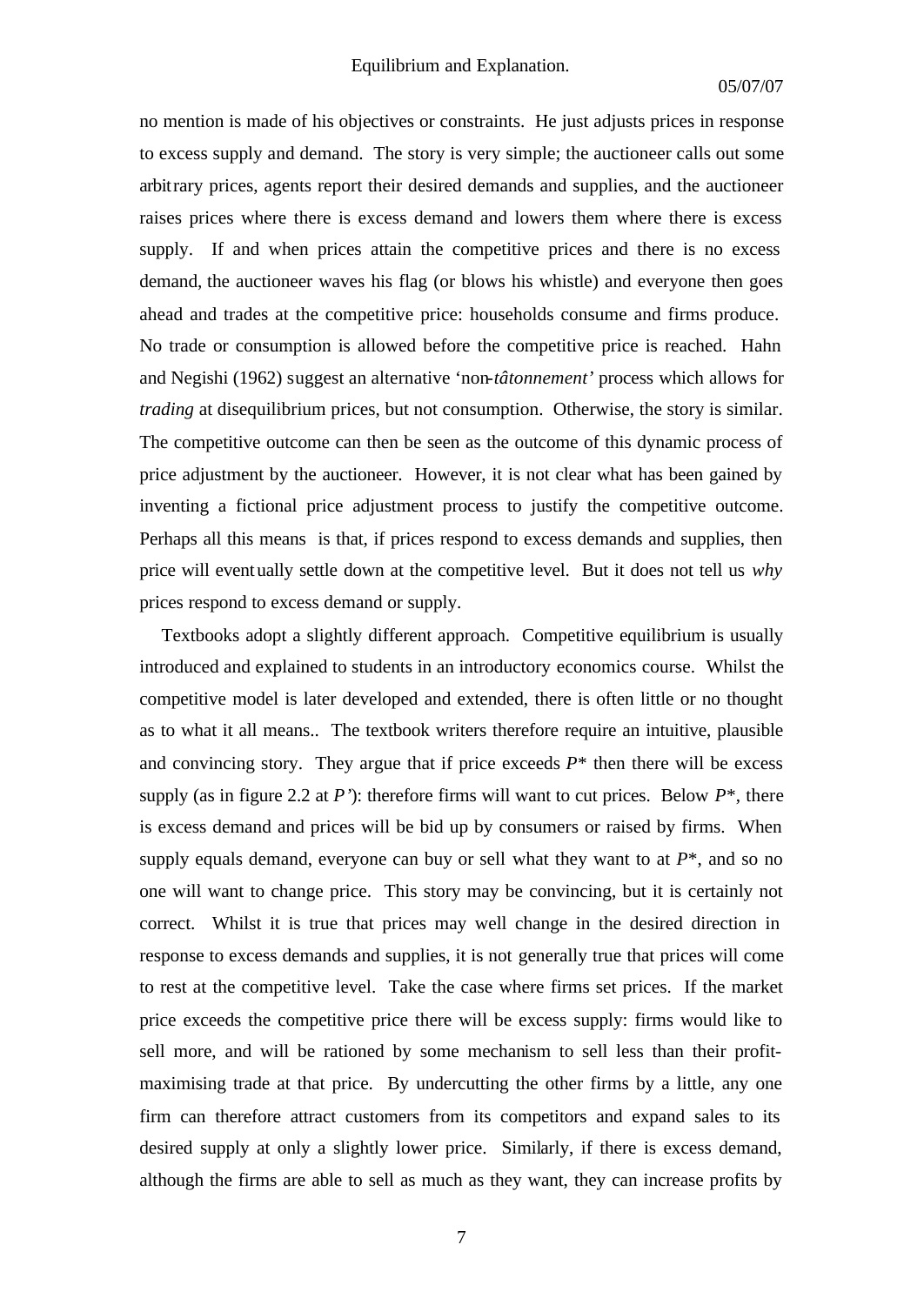no mention is made of his objectives or constraints. He just adjusts prices in response to excess supply and demand. The story is very simple; the auctioneer calls out some arbitrary prices, agents report their desired demands and supplies, and the auctioneer raises prices where there is excess demand and lowers them where there is excess supply. If and when prices attain the competitive prices and there is no excess demand, the auctioneer waves his flag (or blows his whistle) and everyone then goes ahead and trades at the competitive price: households consume and firms produce. No trade or consumption is allowed before the competitive price is reached. Hahn and Negishi (1962) suggest an alternative 'non-*tâtonnement'* process which allows for *trading* at disequilibrium prices, but not consumption. Otherwise, the story is similar. The competitive outcome can then be seen as the outcome of this dynamic process of price adjustment by the auctioneer. However, it is not clear what has been gained by inventing a fictional price adjustment process to justify the competitive outcome. Perhaps all this means is that, if prices respond to excess demands and supplies, then price will eventually settle down at the competitive level. But it does not tell us *why* prices respond to excess demand or supply.

Textbooks adopt a slightly different approach. Competitive equilibrium is usually introduced and explained to students in an introductory economics course. Whilst the competitive model is later developed and extended, there is often little or no thought as to what it all means.. The textbook writers therefore require an intuitive, plausible and convincing story. They argue that if price exceeds $P^*$ then there will be excess supply (as in figure 2.2 at $P'$): therefore firms will want to cut prices. Below $P^*$, there is excess demand and prices will be bid up by consumers or raised by firms. When supply equals demand, everyone can buy or sell what they want to at $P^*$, and so no one will want to change price. This story may be convincing, but it is certainly not correct. Whilst it is true that prices may well change in the desired direction in response to excess demands and supplies, it is not generally true that prices will come to rest at the competitive level. Take the case where firms set prices. If the market price exceeds the competitive price there will be excess supply: firms would like to sell more, and will be rationed by some mechanism to sell less than their profit-maximising trade at that price. By undercutting the other firms by a little, any one firm can therefore attract customers from its competitors and expand sales to its desired supply at only a slightly lower price. Similarly, if there is excess demand, although the firms are able to sell as much as they want, they can increase profits by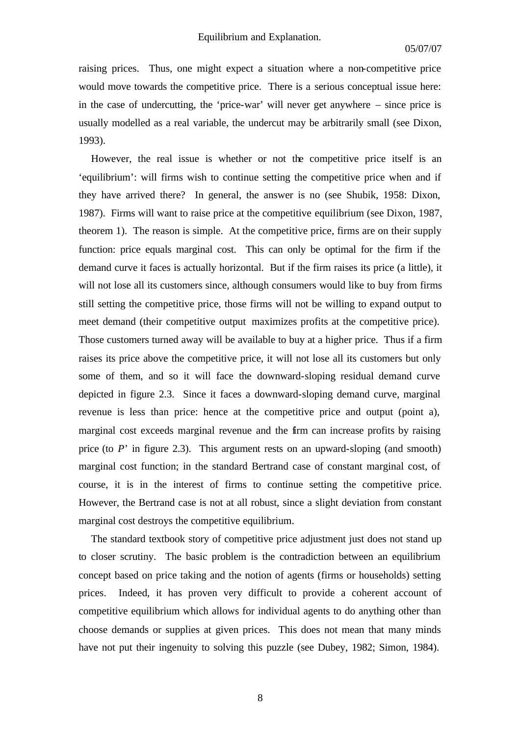raising prices. Thus, one might expect a situation where a non-competitive price would move towards the competitive price. There is a serious conceptual issue here: in the case of undercutting, the 'price-war' will never get anywhere – since price is usually modelled as a real variable, the undercut may be arbitrarily small (see Dixon, 1993).

However, the real issue is whether or not the competitive price itself is an 'equilibrium': will firms wish to continue setting the competitive price when and if they have arrived there? In general, the answer is no (see Shubik, 1958: Dixon, 1987). Firms will want to raise price at the competitive equilibrium (see Dixon, 1987, theorem 1). The reason is simple. At the competitive price, firms are on their supply function: price equals marginal cost. This can only be optimal for the firm if the demand curve it faces is actually horizontal. But if the firm raises its price (a little), it will not lose all its customers since, although consumers would like to buy from firms still setting the competitive price, those firms will not be willing to expand output to meet demand (their competitive output maximizes profits at the competitive price). Those customers turned away will be available to buy at a higher price. Thus if a firm raises its price above the competitive price, it will not lose all its customers but only some of them, and so it will face the downward-sloping residual demand curve depicted in figure 2.3. Since it faces a downward-sloping demand curve, marginal revenue is less than price: hence at the competitive price and output (point a), marginal cost exceeds marginal revenue and the firm can increase profits by raising price (to $P'$ in figure 2.3). This argument rests on an upward-sloping (and smooth) marginal cost function; in the standard Bertrand case of constant marginal cost, of course, it is in the interest of firms to continue setting the competitive price. However, the Bertrand case is not at all robust, since a slight deviation from constant marginal cost destroys the competitive equilibrium.

The standard textbook story of competitive price adjustment just does not stand up to closer scrutiny. The basic problem is the contradiction between an equilibrium concept based on price taking and the notion of agents (firms or households) setting prices. Indeed, it has proven very difficult to provide a coherent account of competitive equilibrium which allows for individual agents to do anything other than choose demands or supplies at given prices. This does not mean that many minds have not put their ingenuity to solving this puzzle (see Dubey, 1982; Simon, 1984).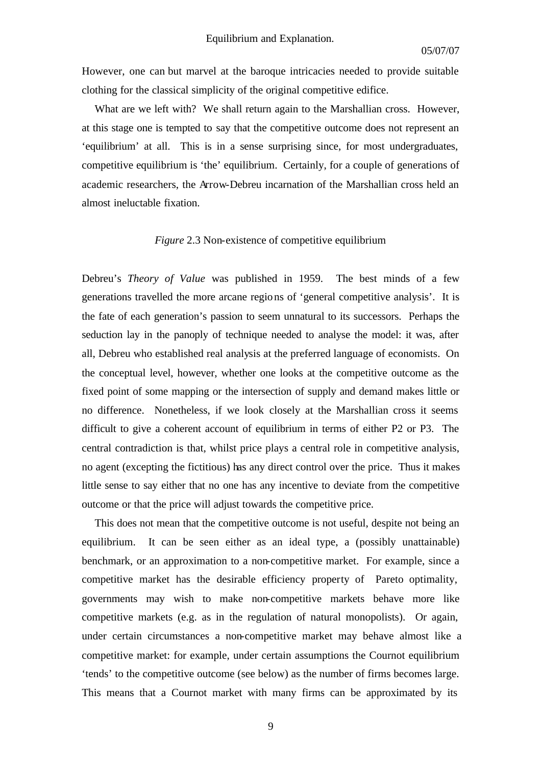However, one can but marvel at the baroque intricacies needed to provide suitable clothing for the classical simplicity of the original competitive edifice.

What are we left with? We shall return again to the Marshallian cross. However, at this stage one is tempted to say that the competitive outcome does not represent an 'equilibrium' at all. This is in a sense surprising since, for most undergraduates, competitive equilibrium is 'the' equilibrium. Certainly, for a couple of generations of academic researchers, the Arrow-Debreu incarnation of the Marshallian cross held an almost ineluctable fixation.

*Figure* 2.3 Non-existence of competitive equilibrium

Debreu's *Theory of Value* was published in 1959. The best minds of a few generations travelled the more arcane regions of 'general competitive analysis'. It is the fate of each generation's passion to seem unnatural to its successors. Perhaps the seduction lay in the panoply of technique needed to analyse the model: it was, after all, Debreu who established real analysis at the preferred language of economists. On the conceptual level, however, whether one looks at the competitive outcome as the fixed point of some mapping or the intersection of supply and demand makes little or no difference. Nonetheless, if we look closely at the Marshallian cross it seems difficult to give a coherent account of equilibrium in terms of either P2 or P3. The central contradiction is that, whilst price plays a central role in competitive analysis, no agent (excepting the fictitious) has any direct control over the price. Thus it makes little sense to say either that no one has any incentive to deviate from the competitive outcome or that the price will adjust towards the competitive price.

This does not mean that the competitive outcome is not useful, despite not being an equilibrium. It can be seen either as an ideal type, a (possibly unattainable) benchmark, or an approximation to a non-competitive market. For example, since a competitive market has the desirable efficiency property of Pareto optimality, governments may wish to make non-competitive markets behave more like competitive markets (e.g. as in the regulation of natural monopolists). Or again, under certain circumstances a non-competitive market may behave almost like a competitive market: for example, under certain assumptions the Cournot equilibrium 'tends' to the competitive outcome (see below) as the number of firms becomes large. This means that a Cournot market with many firms can be approximated by its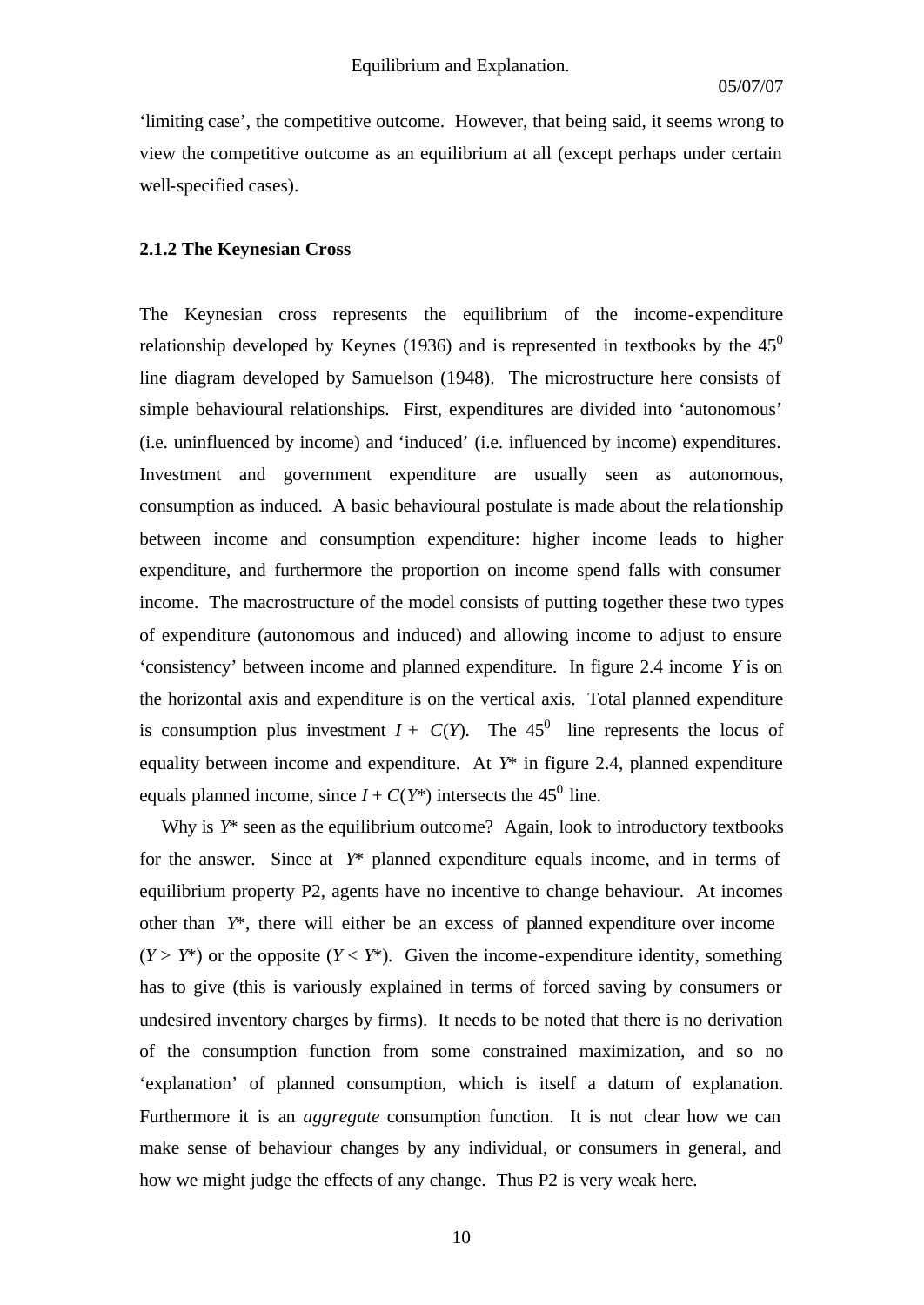'limiting case', the competitive outcome. However, that being said, it seems wrong to view the competitive outcome as an equilibrium at all (except perhaps under certain well-specified cases).

### 2.1.2 The Keynesian Cross

The Keynesian cross represents the equilibrium of the income-expenditure relationship developed by Keynes (1936) and is represented in textbooks by the $45^0$ line diagram developed by Samuelson (1948). The microstructure here consists of simple behavioural relationships. First, expenditures are divided into 'autonomous' (i.e. uninfluenced by income) and 'induced' (i.e. influenced by income) expenditures. Investment and government expenditure are usually seen as autonomous, consumption as induced. A basic behavioural postulate is made about the relationship between income and consumption expenditure: higher income leads to higher expenditure, and furthermore the proportion on income spend falls with consumer income. The macrostructure of the model consists of putting together these two types of expenditure (autonomous and induced) and allowing income to adjust to ensure 'consistency' between income and planned expenditure. In figure 2.4 income $Y$ is on the horizontal axis and expenditure is on the vertical axis. Total planned expenditure is consumption plus investment $I + C(Y)$. The $45^0$ line represents the locus of equality between income and expenditure. At $Y^*$ in figure 2.4, planned expenditure equals planned income, since $I + C(Y^*)$ intersects the $45^0$ line.

Why is $Y^*$ seen as the equilibrium outcome? Again, look to introductory textbooks for the answer. Since at $Y^*$ planned expenditure equals income, and in terms of equilibrium property P2, agents have no incentive to change behaviour. At incomes other than $Y^*$, there will either be an excess of planned expenditure over income ($Y > Y^*$) or the opposite ($Y < Y^*$). Given the income-expenditure identity, something has to give (this is variously explained in terms of forced saving by consumers or undesired inventory charges by firms). It needs to be noted that there is no derivation of the consumption function from some constrained maximization, and so no 'explanation' of planned consumption, which is itself a datum of explanation. Furthermore it is an *aggregate* consumption function. It is not clear how we can make sense of behaviour changes by any individual, or consumers in general, and how we might judge the effects of any change. Thus P2 is very weak here.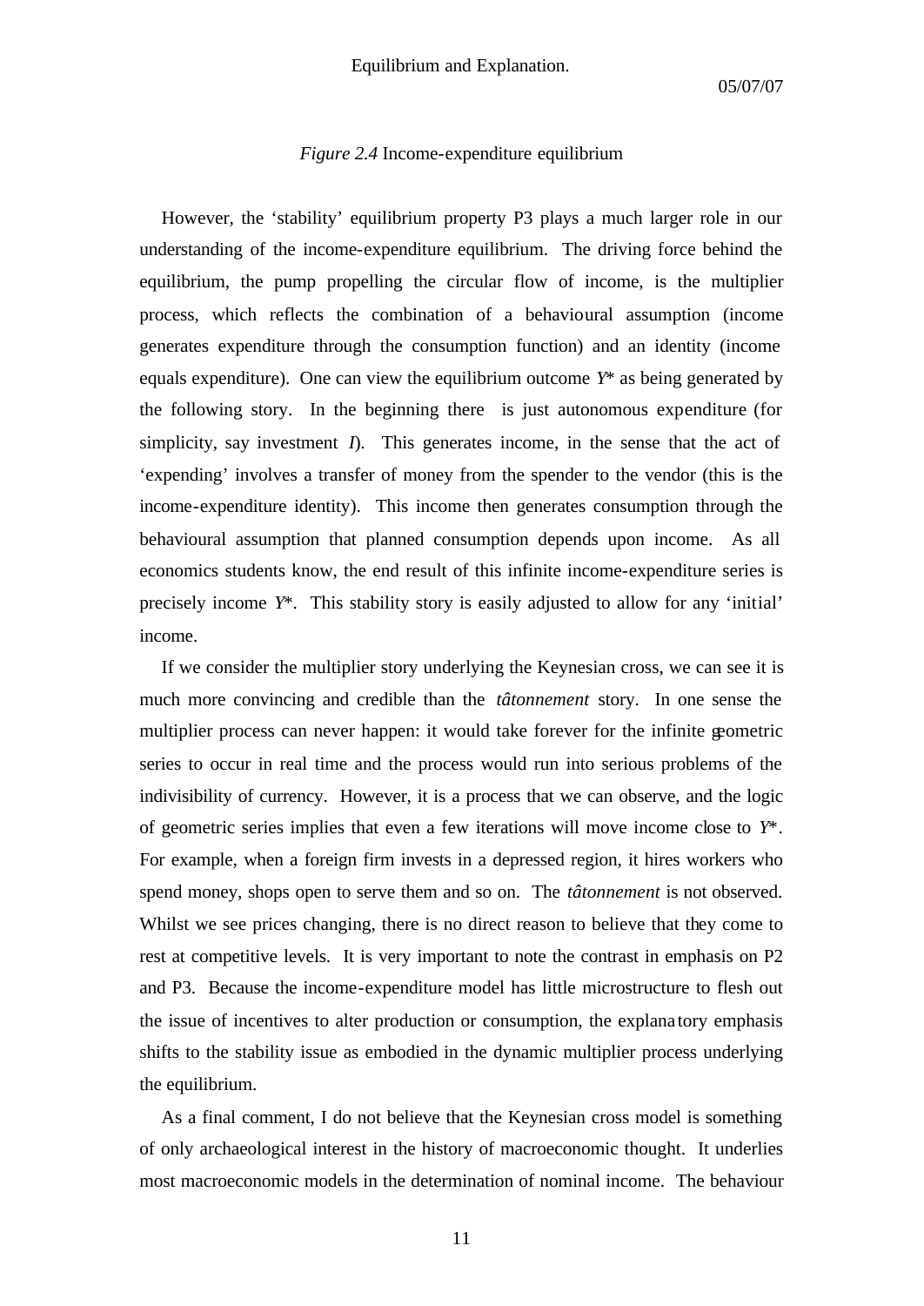*Figure 2.4* Income-expenditure equilibrium

However, the 'stability' equilibrium property P3 plays a much larger role in our understanding of the income-expenditure equilibrium. The driving force behind the equilibrium, the pump propelling the circular flow of income, is the multiplier process, which reflects the combination of a behavioural assumption (income generates expenditure through the consumption function) and an identity (income equals expenditure). One can view the equilibrium outcome $Y^*$ as being generated by the following story. In the beginning there is just autonomous expenditure (for simplicity, say investment $I$). This generates income, in the sense that the act of 'expending' involves a transfer of money from the spender to the vendor (this is the income-expenditure identity). This income then generates consumption through the behavioural assumption that planned consumption depends upon income. As all economics students know, the end result of this infinite income-expenditure series is precisely income $Y^*$. This stability story is easily adjusted to allow for any 'initial' income.

If we consider the multiplier story underlying the Keynesian cross, we can see it is much more convincing and credible than the *tâtonnement* story. In one sense the multiplier process can never happen: it would take forever for the infinite geometric series to occur in real time and the process would run into serious problems of the indivisibility of currency. However, it is a process that we can observe, and the logic of geometric series implies that even a few iterations will move income close to $Y^*$. For example, when a foreign firm invests in a depressed region, it hires workers who spend money, shops open to serve them and so on. The *tâtonnement* is not observed. Whilst we see prices changing, there is no direct reason to believe that they come to rest at competitive levels. It is very important to note the contrast in emphasis on P2 and P3. Because the income-expenditure model has little microstructure to flesh out the issue of incentives to alter production or consumption, the explanatory emphasis shifts to the stability issue as embodied in the dynamic multiplier process underlying the equilibrium.

As a final comment, I do not believe that the Keynesian cross model is something of only archaeological interest in the history of macroeconomic thought. It underlies most macroeconomic models in the determination of nominal income. The behaviour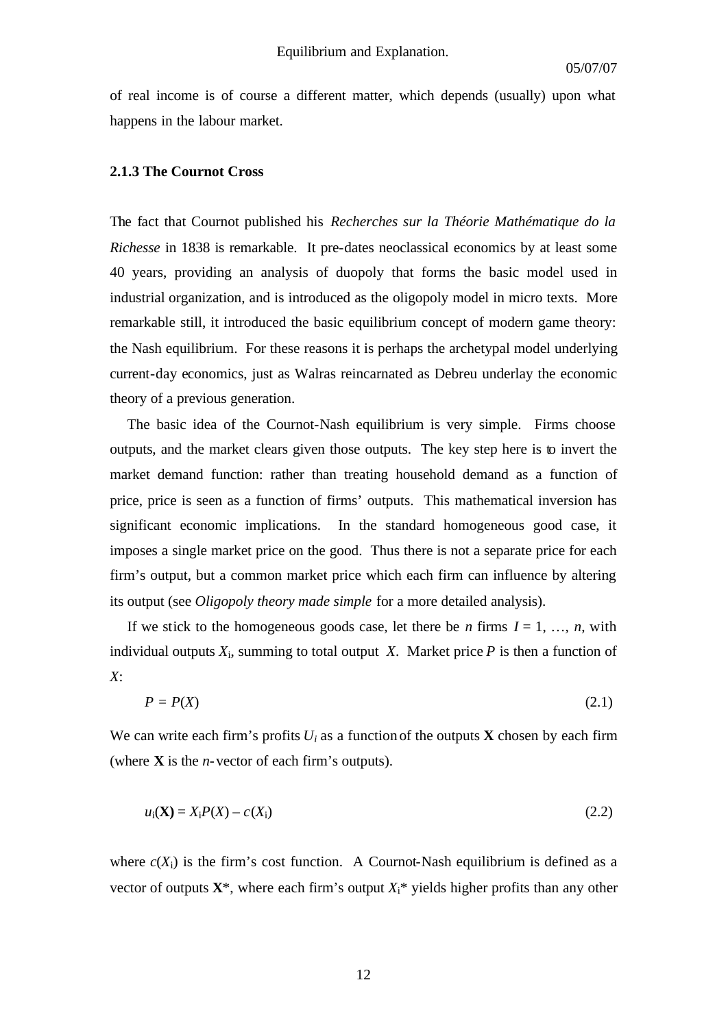of real income is of course a different matter, which depends (usually) upon what happens in the labour market.

### 2.1.3 The Cournot Cross

The fact that Cournot published his *Recherches sur la Théorie Mathématique do la Richesse* in 1838 is remarkable. It pre-dates neoclassical economics by at least some 40 years, providing an analysis of duopoly that forms the basic model used in industrial organization, and is introduced as the oligopoly model in micro texts. More remarkable still, it introduced the basic equilibrium concept of modern game theory: the Nash equilibrium. For these reasons it is perhaps the archetypal model underlying current-day economics, just as Walras reincarnated as Debreu underlay the economic theory of a previous generation.

The basic idea of the Cournot-Nash equilibrium is very simple. Firms choose outputs, and the market clears given those outputs. The key step here is to invert the market demand function: rather than treating household demand as a function of price, price is seen as a function of firms' outputs. This mathematical inversion has significant economic implications. In the standard homogeneous good case, it imposes a single market price on the good. Thus there is not a separate price for each firm's output, but a common market price which each firm can influence by altering its output (see *Oligopoly theory made simple* for a more detailed analysis).

If we stick to the homogeneous goods case, let there be $n$ firms $I = 1, \ldots, n$, with individual outputs $X_i$, summing to total output $X$. Market price $P$ is then a function of $X$:

$$P = P(X) \tag{2.1}$$

We can write each firm's profits $U_i$ as a function of the outputs $\mathbf{X}$ chosen by each firm (where $\mathbf{X}$ is the $n$-vector of each firm's outputs).

$$u_i(\mathbf{X}) = X_i P(X) - c(X_i) \tag{2.2}$$

where $c(X_i)$ is the firm's cost function. A Cournot-Nash equilibrium is defined as a vector of outputs $\mathbf{X}^*$, where each firm's output $X_i^*$ yields higher profits than any other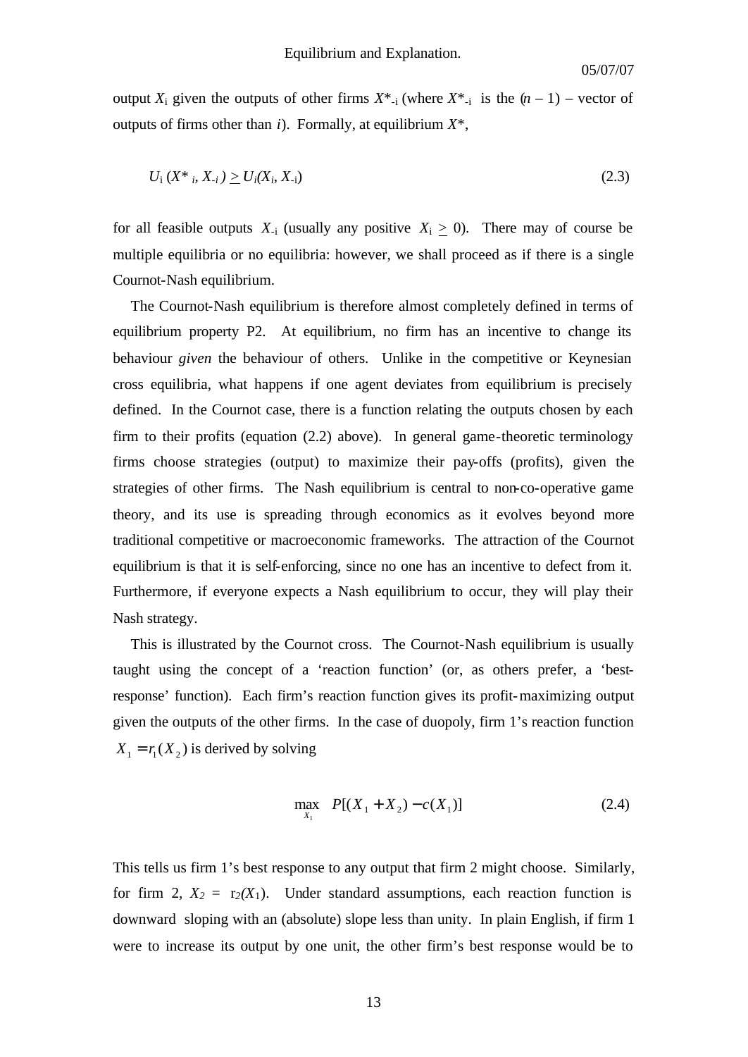output $X_i$ given the outputs of other firms $X^*_{-i}$ (where $X^*_{-i}$ is the $(n-1)$ – vector of outputs of firms other than $i$). Formally, at equilibrium $X^*$,

$$U_i(X^*_i, X_{-i}) \geq U_i(X_i, X_{-i}) \tag{2.3}$$

for all feasible outputs $X_{-i}$ (usually any positive $X_i \geq 0$). There may of course be multiple equilibria or no equilibria: however, we shall proceed as if there is a single Cournot-Nash equilibrium.

The Cournot-Nash equilibrium is therefore almost completely defined in terms of equilibrium property P2. At equilibrium, no firm has an incentive to change its behaviour *given* the behaviour of others. Unlike in the competitive or Keynesian cross equilibria, what happens if one agent deviates from equilibrium is precisely defined. In the Cournot case, there is a function relating the outputs chosen by each firm to their profits (equation (2.2) above). In general game-theoretic terminology firms choose strategies (output) to maximize their pay-offs (profits), given the strategies of other firms. The Nash equilibrium is central to non-co-operative game theory, and its use is spreading through economics as it evolves beyond more traditional competitive or macroeconomic frameworks. The attraction of the Cournot equilibrium is that it is self-enforcing, since no one has an incentive to defect from it. Furthermore, if everyone expects a Nash equilibrium to occur, they will play their Nash strategy.

This is illustrated by the Cournot cross. The Cournot-Nash equilibrium is usually taught using the concept of a 'reaction function' (or, as others prefer, a 'best-response' function). Each firm's reaction function gives its profit-maximizing output given the outputs of the other firms. In the case of duopoly, firm 1's reaction function $X_1 = r_1(X_2)$ is derived by solving

$$\max_{X_1} \quad P[(X_1 + X_2) - c(X_1)] \tag{2.4}$$

This tells us firm 1's best response to any output that firm 2 might choose. Similarly, for firm 2, $X_2 = r_2(X_1)$. Under standard assumptions, each reaction function is downward sloping with an (absolute) slope less than unity. In plain English, if firm 1 were to increase its output by one unit, the other firm's best response would be to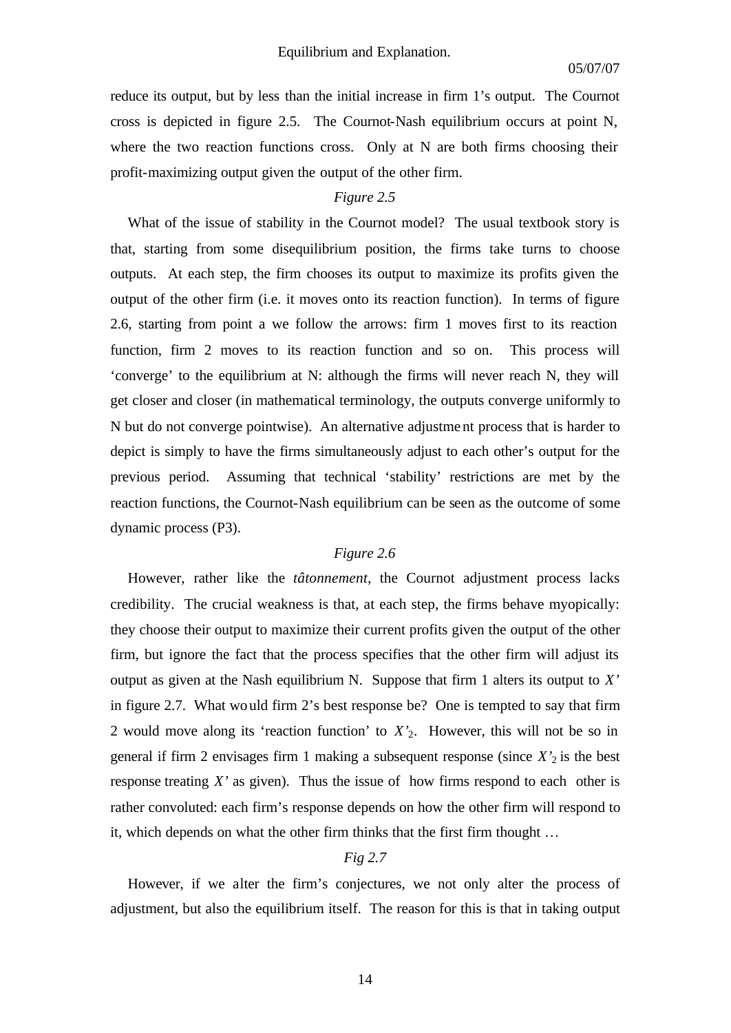reduce its output, but by less than the initial increase in firm 1's output. The Cournot cross is depicted in figure 2.5. The Cournot-Nash equilibrium occurs at point N, where the two reaction functions cross. Only at N are both firms choosing their profit-maximizing output given the output of the other firm.

*Figure 2.5*

What of the issue of stability in the Cournot model? The usual textbook story is that, starting from some disequilibrium position, the firms take turns to choose outputs. At each step, the firm chooses its output to maximize its profits given the output of the other firm (i.e. it moves onto its reaction function). In terms of figure 2.6, starting from point a we follow the arrows: firm 1 moves first to its reaction function, firm 2 moves to its reaction function and so on. This process will 'converge' to the equilibrium at N: although the firms will never reach N, they will get closer and closer (in mathematical terminology, the outputs converge uniformly to N but do not converge pointwise). An alternative adjustment process that is harder to depict is simply to have the firms simultaneously adjust to each other's output for the previous period. Assuming that technical 'stability' restrictions are met by the reaction functions, the Cournot-Nash equilibrium can be seen as the outcome of some dynamic process (P3).

*Figure 2.6*

However, rather like the *tâtonnement,* the Cournot adjustment process lacks credibility. The crucial weakness is that, at each step, the firms behave myopically: they choose their output to maximize their current profits given the output of the other firm, but ignore the fact that the process specifies that the other firm will adjust its output as given at the Nash equilibrium N. Suppose that firm 1 alters its output to $X'$ in figure 2.7. What would firm 2's best response be? One is tempted to say that firm 2 would move along its 'reaction function' to $X'_2$. However, this will not be so in general if firm 2 envisages firm 1 making a subsequent response (since $X'_2$ is the best response treating $X'$ as given). Thus the issue of how firms respond to each other is rather convoluted: each firm's response depends on how the other firm will respond to it, which depends on what the other firm thinks that the first firm thought …

*Fig 2.7*

However, if we alter the firm's conjectures, we not only alter the process of adjustment, but also the equilibrium itself. The reason for this is that in taking output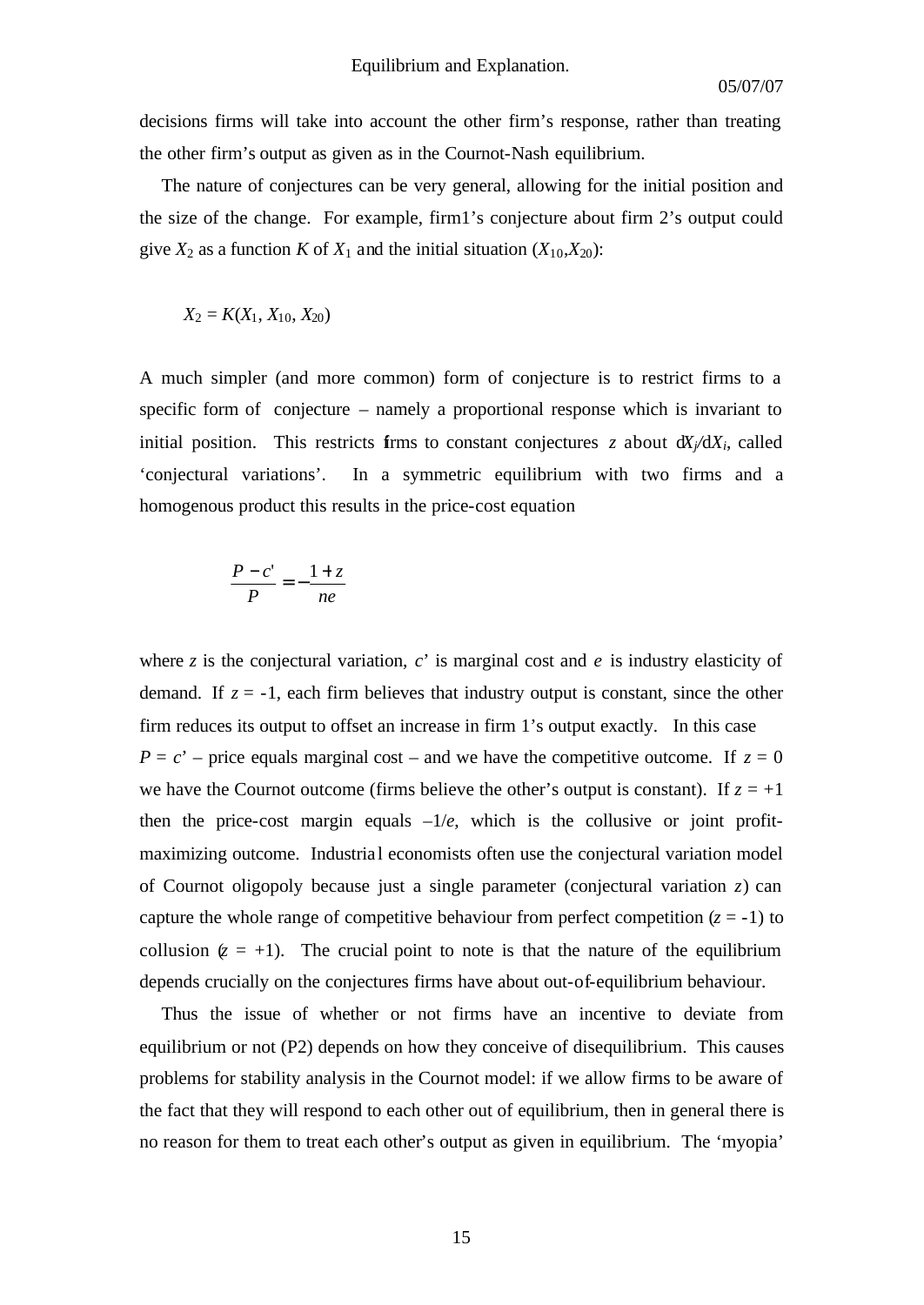decisions firms will take into account the other firm's response, rather than treating the other firm's output as given as in the Cournot-Nash equilibrium.

The nature of conjectures can be very general, allowing for the initial position and the size of the change. For example, firm1's conjecture about firm 2's output could give $X_2$ as a function $K$ of $X_1$ and the initial situation $(X_{10}, X_{20})$:

$$X_2 = K(X_1, X_{10}, X_{20})$$

A much simpler (and more common) form of conjecture is to restrict firms to a specific form of conjecture – namely a proportional response which is invariant to initial position. This restricts firms to constant conjectures $z$ about $dX_j/dX_i$, called 'conjectural variations'. In a symmetric equilibrium with two firms and a homogenous product this results in the price-cost equation

$$\frac{P - c'}{P} = -\frac{1+z}{ne}$$

where $z$ is the conjectural variation, $c'$ is marginal cost and $e$ is industry elasticity of demand. If $z = -1$, each firm believes that industry output is constant, since the other firm reduces its output to offset an increase in firm 1's output exactly. In this case $P = c'$ – price equals marginal cost – and we have the competitive outcome. If $z = 0$ we have the Cournot outcome (firms believe the other's output is constant). If $z = +1$ then the price-cost margin equals $-1/e$, which is the collusive or joint profit-maximizing outcome. Industrial economists often use the conjectural variation model of Cournot oligopoly because just a single parameter (conjectural variation $z$) can capture the whole range of competitive behaviour from perfect competition ($z = -1$) to collusion ($z = +1$). The crucial point to note is that the nature of the equilibrium depends crucially on the conjectures firms have about out-of-equilibrium behaviour.

Thus the issue of whether or not firms have an incentive to deviate from equilibrium or not (P2) depends on how they conceive of disequilibrium. This causes problems for stability analysis in the Cournot model: if we allow firms to be aware of the fact that they will respond to each other out of equilibrium, then in general there is no reason for them to treat each other's output as given in equilibrium. The 'myopia'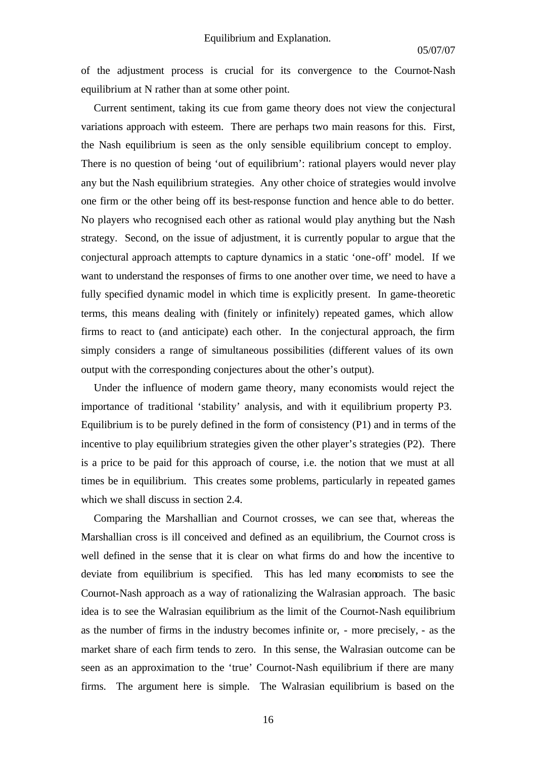of the adjustment process is crucial for its convergence to the Cournot-Nash equilibrium at N rather than at some other point.

Current sentiment, taking its cue from game theory does not view the conjectural variations approach with esteem. There are perhaps two main reasons for this. First, the Nash equilibrium is seen as the only sensible equilibrium concept to employ. There is no question of being 'out of equilibrium': rational players would never play any but the Nash equilibrium strategies. Any other choice of strategies would involve one firm or the other being off its best-response function and hence able to do better. No players who recognised each other as rational would play anything but the Nash strategy. Second, on the issue of adjustment, it is currently popular to argue that the conjectural approach attempts to capture dynamics in a static 'one-off' model. If we want to understand the responses of firms to one another over time, we need to have a fully specified dynamic model in which time is explicitly present. In game-theoretic terms, this means dealing with (finitely or infinitely) repeated games, which allow firms to react to (and anticipate) each other. In the conjectural approach, the firm simply considers a range of simultaneous possibilities (different values of its own output with the corresponding conjectures about the other's output).

Under the influence of modern game theory, many economists would reject the importance of traditional 'stability' analysis, and with it equilibrium property P3. Equilibrium is to be purely defined in the form of consistency (P1) and in terms of the incentive to play equilibrium strategies given the other player's strategies (P2). There is a price to be paid for this approach of course, i.e. the notion that we must at all times be in equilibrium. This creates some problems, particularly in repeated games which we shall discuss in section 2.4.

Comparing the Marshallian and Cournot crosses, we can see that, whereas the Marshallian cross is ill conceived and defined as an equilibrium, the Cournot cross is well defined in the sense that it is clear on what firms do and how the incentive to deviate from equilibrium is specified. This has led many ecomomists to see the Cournot-Nash approach as a way of rationalizing the Walrasian approach. The basic idea is to see the Walrasian equilibrium as the limit of the Cournot-Nash equilibrium as the number of firms in the industry becomes infinite or, - more precisely, - as the market share of each firm tends to zero. In this sense, the Walrasian outcome can be seen as an approximation to the 'true' Cournot-Nash equilibrium if there are many firms. The argument here is simple. The Walrasian equilibrium is based on the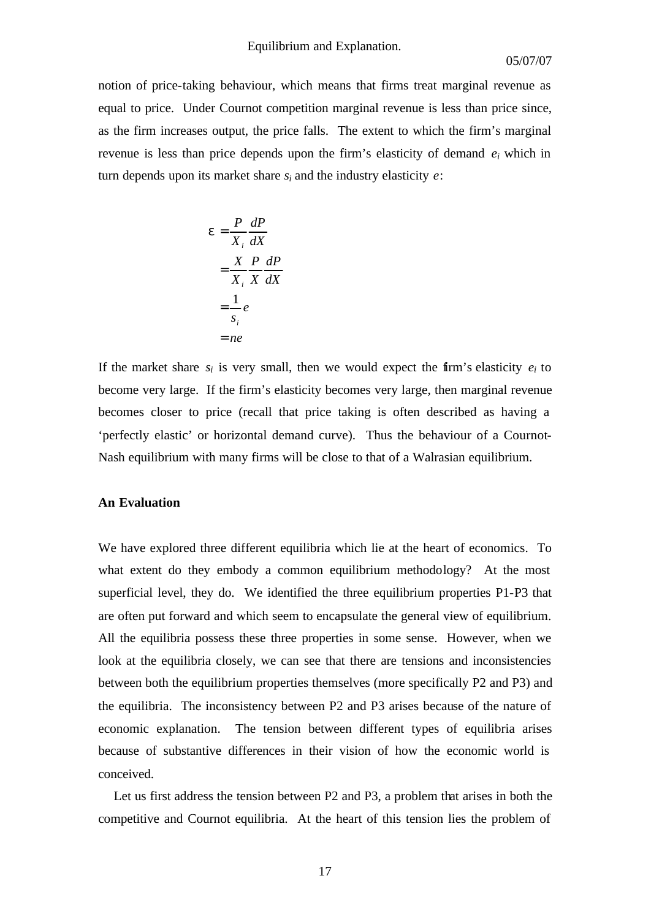notion of price-taking behaviour, which means that firms treat marginal revenue as equal to price. Under Cournot competition marginal revenue is less than price since, as the firm increases output, the price falls. The extent to which the firm's marginal revenue is less than price depends upon the firm's elasticity of demand $e_i$ which in turn depends upon its market share $s_i$ and the industry elasticity $e$:

$$
\begin{aligned}
\varepsilon &= \frac{P}{X_i}\frac{dP}{dX} \\
&= \frac{X}{X_i}\frac{P}{X}\frac{dP}{dX} \\
&= \frac{1}{s_i}e \\
&= ne
\end{aligned}
$$

If the market share $s_i$ is very small, then we would expect the firm's elasticity $e_i$ to become very large. If the firm's elasticity becomes very large, then marginal revenue becomes closer to price (recall that price taking is often described as having a 'perfectly elastic' or horizontal demand curve). Thus the behaviour of a Cournot-Nash equilibrium with many firms will be close to that of a Walrasian equilibrium.

**An Evaluation**

We have explored three different equilibria which lie at the heart of economics. To what extent do they embody a common equilibrium methodology? At the most superficial level, they do. We identified the three equilibrium properties P1-P3 that are often put forward and which seem to encapsulate the general view of equilibrium. All the equilibria possess these three properties in some sense. However, when we look at the equilibria closely, we can see that there are tensions and inconsistencies between both the equilibrium properties themselves (more specifically P2 and P3) and the equilibria. The inconsistency between P2 and P3 arises because of the nature of economic explanation. The tension between different types of equilibria arises because of substantive differences in their vision of how the economic world is conceived.

Let us first address the tension between P2 and P3, a problem that arises in both the competitive and Cournot equilibria. At the heart of this tension lies the problem of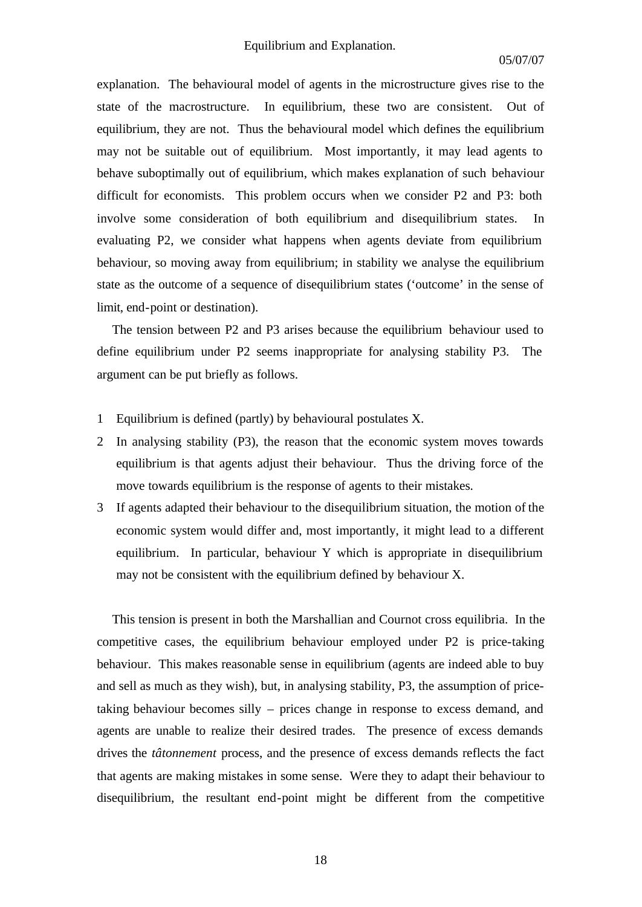explanation. The behavioural model of agents in the microstructure gives rise to the state of the macrostructure. In equilibrium, these two are consistent. Out of equilibrium, they are not. Thus the behavioural model which defines the equilibrium may not be suitable out of equilibrium. Most importantly, it may lead agents to behave suboptimally out of equilibrium, which makes explanation of such behaviour difficult for economists. This problem occurs when we consider P2 and P3: both involve some consideration of both equilibrium and disequilibrium states. In evaluating P2, we consider what happens when agents deviate from equilibrium behaviour, so moving away from equilibrium; in stability we analyse the equilibrium state as the outcome of a sequence of disequilibrium states ('outcome' in the sense of limit, end-point or destination).

The tension between P2 and P3 arises because the equilibrium behaviour used to define equilibrium under P2 seems inappropriate for analysing stability P3. The argument can be put briefly as follows.

1. Equilibrium is defined (partly) by behavioural postulates X.
2. In analysing stability (P3), the reason that the economic system moves towards equilibrium is that agents adjust their behaviour. Thus the driving force of the move towards equilibrium is the response of agents to their mistakes.
3. If agents adapted their behaviour to the disequilibrium situation, the motion of the economic system would differ and, most importantly, it might lead to a different equilibrium. In particular, behaviour Y which is appropriate in disequilibrium may not be consistent with the equilibrium defined by behaviour X.

This tension is present in both the Marshallian and Cournot cross equilibria. In the competitive cases, the equilibrium behaviour employed under P2 is price-taking behaviour. This makes reasonable sense in equilibrium (agents are indeed able to buy and sell as much as they wish), but, in analysing stability, P3, the assumption of price-taking behaviour becomes silly – prices change in response to excess demand, and agents are unable to realize their desired trades. The presence of excess demands drives the *tâtonnement* process, and the presence of excess demands reflects the fact that agents are making mistakes in some sense. Were they to adapt their behaviour to disequilibrium, the resultant end-point might be different from the competitive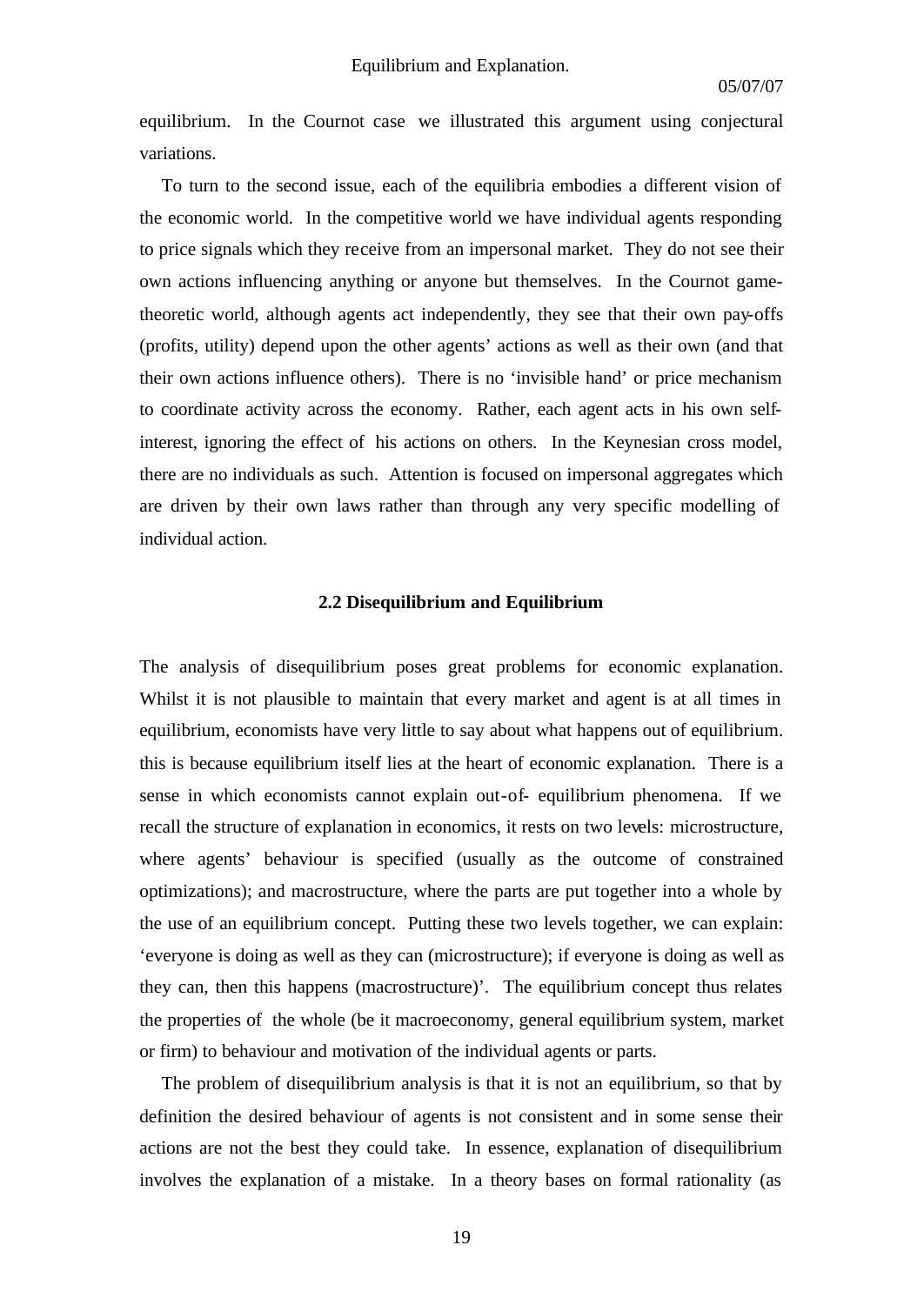equilibrium. In the Cournot case we illustrated this argument using conjectural variations.

To turn to the second issue, each of the equilibria embodies a different vision of the economic world. In the competitive world we have individual agents responding to price signals which they receive from an impersonal market. They do not see their own actions influencing anything or anyone but themselves. In the Cournot game-theoretic world, although agents act independently, they see that their own pay-offs (profits, utility) depend upon the other agents' actions as well as their own (and that their own actions influence others). There is no 'invisible hand' or price mechanism to coordinate activity across the economy. Rather, each agent acts in his own self-interest, ignoring the effect of his actions on others. In the Keynesian cross model, there are no individuals as such. Attention is focused on impersonal aggregates which are driven by their own laws rather than through any very specific modelling of individual action.

### 2.2 Disequilibrium and Equilibrium

The analysis of disequilibrium poses great problems for economic explanation. Whilst it is not plausible to maintain that every market and agent is at all times in equilibrium, economists have very little to say about what happens out of equilibrium. this is because equilibrium itself lies at the heart of economic explanation. There is a sense in which economists cannot explain out-of- equilibrium phenomena. If we recall the structure of explanation in economics, it rests on two levels: microstructure, where agents' behaviour is specified (usually as the outcome of constrained optimizations); and macrostructure, where the parts are put together into a whole by the use of an equilibrium concept. Putting these two levels together, we can explain: 'everyone is doing as well as they can (microstructure); if everyone is doing as well as they can, then this happens (macrostructure)'. The equilibrium concept thus relates the properties of the whole (be it macroeconomy, general equilibrium system, market or firm) to behaviour and motivation of the individual agents or parts.

The problem of disequilibrium analysis is that it is not an equilibrium, so that by definition the desired behaviour of agents is not consistent and in some sense their actions are not the best they could take. In essence, explanation of disequilibrium involves the explanation of a mistake. In a theory bases on formal rationality (as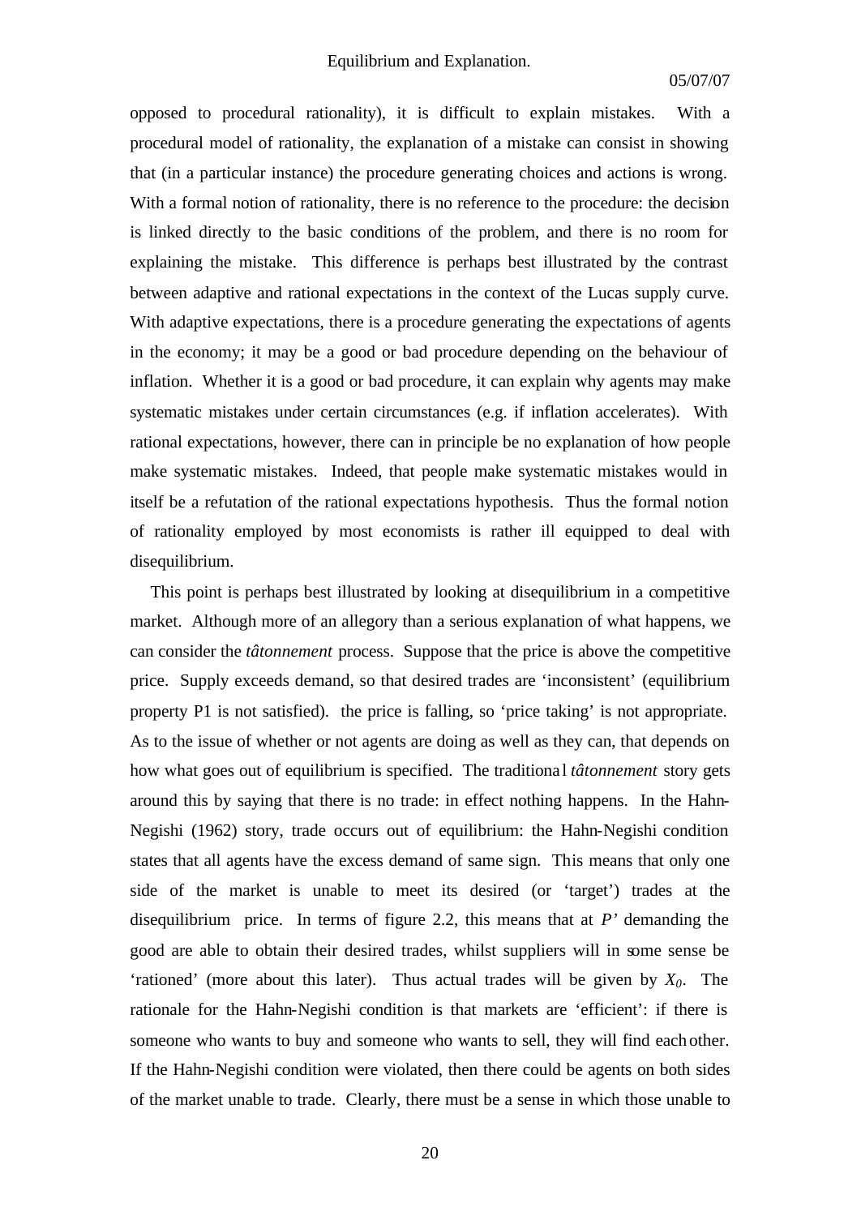opposed to procedural rationality), it is difficult to explain mistakes. With a procedural model of rationality, the explanation of a mistake can consist in showing that (in a particular instance) the procedure generating choices and actions is wrong. With a formal notion of rationality, there is no reference to the procedure: the decision is linked directly to the basic conditions of the problem, and there is no room for explaining the mistake. This difference is perhaps best illustrated by the contrast between adaptive and rational expectations in the context of the Lucas supply curve. With adaptive expectations, there is a procedure generating the expectations of agents in the economy; it may be a good or bad procedure depending on the behaviour of inflation. Whether it is a good or bad procedure, it can explain why agents may make systematic mistakes under certain circumstances (e.g. if inflation accelerates). With rational expectations, however, there can in principle be no explanation of how people make systematic mistakes. Indeed, that people make systematic mistakes would in itself be a refutation of the rational expectations hypothesis. Thus the formal notion of rationality employed by most economists is rather ill equipped to deal with disequilibrium.

This point is perhaps best illustrated by looking at disequilibrium in a competitive market. Although more of an allegory than a serious explanation of what happens, we can consider the *tâtonnement* process. Suppose that the price is above the competitive price. Supply exceeds demand, so that desired trades are 'inconsistent' (equilibrium property P1 is not satisfied). the price is falling, so 'price taking' is not appropriate. As to the issue of whether or not agents are doing as well as they can, that depends on how what goes out of equilibrium is specified. The traditional *tâtonnement* story gets around this by saying that there is no trade: in effect nothing happens. In the Hahn-Negishi (1962) story, trade occurs out of equilibrium: the Hahn-Negishi condition states that all agents have the excess demand of same sign. This means that only one side of the market is unable to meet its desired (or 'target') trades at the disequilibrium price. In terms of figure 2.2, this means that at $P'$ demanding the good are able to obtain their desired trades, whilst suppliers will in some sense be 'rationed' (more about this later). Thus actual trades will be given by $X_0$. The rationale for the Hahn-Negishi condition is that markets are 'efficient': if there is someone who wants to buy and someone who wants to sell, they will find each other. If the Hahn-Negishi condition were violated, then there could be agents on both sides of the market unable to trade. Clearly, there must be a sense in which those unable to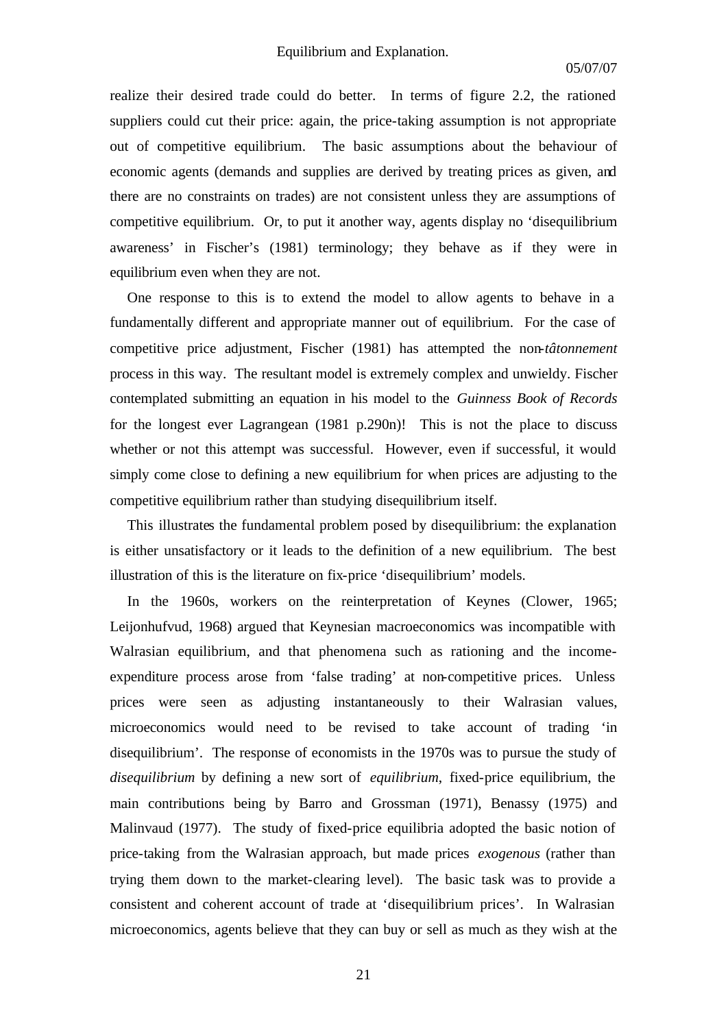realize their desired trade could do better. In terms of figure 2.2, the rationed suppliers could cut their price: again, the price-taking assumption is not appropriate out of competitive equilibrium. The basic assumptions about the behaviour of economic agents (demands and supplies are derived by treating prices as given, and there are no constraints on trades) are not consistent unless they are assumptions of competitive equilibrium. Or, to put it another way, agents display no 'disequilibrium awareness' in Fischer's (1981) terminology; they behave as if they were in equilibrium even when they are not.

One response to this is to extend the model to allow agents to behave in a fundamentally different and appropriate manner out of equilibrium. For the case of competitive price adjustment, Fischer (1981) has attempted the non-*tâtonnement* process in this way. The resultant model is extremely complex and unwieldy. Fischer contemplated submitting an equation in his model to the *Guinness Book of Records* for the longest ever Lagrangean (1981 p.290n)! This is not the place to discuss whether or not this attempt was successful. However, even if successful, it would simply come close to defining a new equilibrium for when prices are adjusting to the competitive equilibrium rather than studying disequilibrium itself.

This illustrates the fundamental problem posed by disequilibrium: the explanation is either unsatisfactory or it leads to the definition of a new equilibrium. The best illustration of this is the literature on fix-price 'disequilibrium' models.

In the 1960s, workers on the reinterpretation of Keynes (Clower, 1965; Leijonhufvud, 1968) argued that Keynesian macroeconomics was incompatible with Walrasian equilibrium, and that phenomena such as rationing and the income-expenditure process arose from 'false trading' at non-competitive prices. Unless prices were seen as adjusting instantaneously to their Walrasian values, microeconomics would need to be revised to take account of trading 'in disequilibrium'. The response of economists in the 1970s was to pursue the study of *disequilibrium* by defining a new sort of *equilibrium*, fixed-price equilibrium, the main contributions being by Barro and Grossman (1971), Benassy (1975) and Malinvaud (1977). The study of fixed-price equilibria adopted the basic notion of price-taking from the Walrasian approach, but made prices *exogenous* (rather than trying them down to the market-clearing level). The basic task was to provide a consistent and coherent account of trade at 'disequilibrium prices'. In Walrasian microeconomics, agents believe that they can buy or sell as much as they wish at the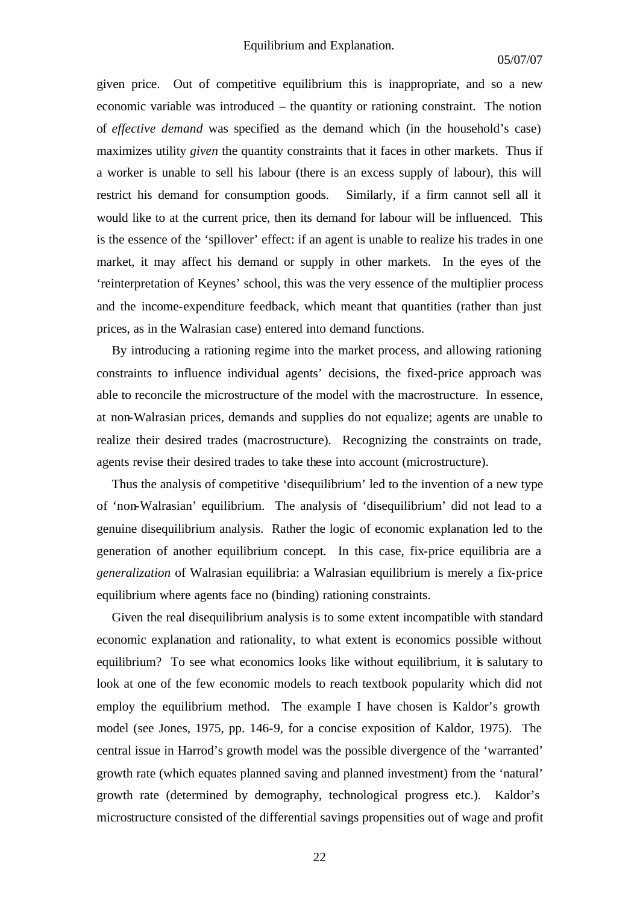given price. Out of competitive equilibrium this is inappropriate, and so a new economic variable was introduced – the quantity or rationing constraint. The notion of *effective demand* was specified as the demand which (in the household's case) maximizes utility *given* the quantity constraints that it faces in other markets. Thus if a worker is unable to sell his labour (there is an excess supply of labour), this will restrict his demand for consumption goods. Similarly, if a firm cannot sell all it would like to at the current price, then its demand for labour will be influenced. This is the essence of the 'spillover' effect: if an agent is unable to realize his trades in one market, it may affect his demand or supply in other markets. In the eyes of the 'reinterpretation of Keynes' school, this was the very essence of the multiplier process and the income-expenditure feedback, which meant that quantities (rather than just prices, as in the Walrasian case) entered into demand functions.

By introducing a rationing regime into the market process, and allowing rationing constraints to influence individual agents' decisions, the fixed-price approach was able to reconcile the microstructure of the model with the macrostructure. In essence, at non-Walrasian prices, demands and supplies do not equalize; agents are unable to realize their desired trades (macrostructure). Recognizing the constraints on trade, agents revise their desired trades to take these into account (microstructure).

Thus the analysis of competitive 'disequilibrium' led to the invention of a new type of 'non-Walrasian' equilibrium. The analysis of 'disequilibrium' did not lead to a genuine disequilibrium analysis. Rather the logic of economic explanation led to the generation of another equilibrium concept. In this case, fix-price equilibria are a *generalization* of Walrasian equilibria: a Walrasian equilibrium is merely a fix-price equilibrium where agents face no (binding) rationing constraints.

Given the real disequilibrium analysis is to some extent incompatible with standard economic explanation and rationality, to what extent is economics possible without equilibrium? To see what economics looks like without equilibrium, it is salutary to look at one of the few economic models to reach textbook popularity which did not employ the equilibrium method. The example I have chosen is Kaldor's growth model (see Jones, 1975, pp. 146-9, for a concise exposition of Kaldor, 1975). The central issue in Harrod's growth model was the possible divergence of the 'warranted' growth rate (which equates planned saving and planned investment) from the 'natural' growth rate (determined by demography, technological progress etc.). Kaldor's microstructure consisted of the differential savings propensities out of wage and profit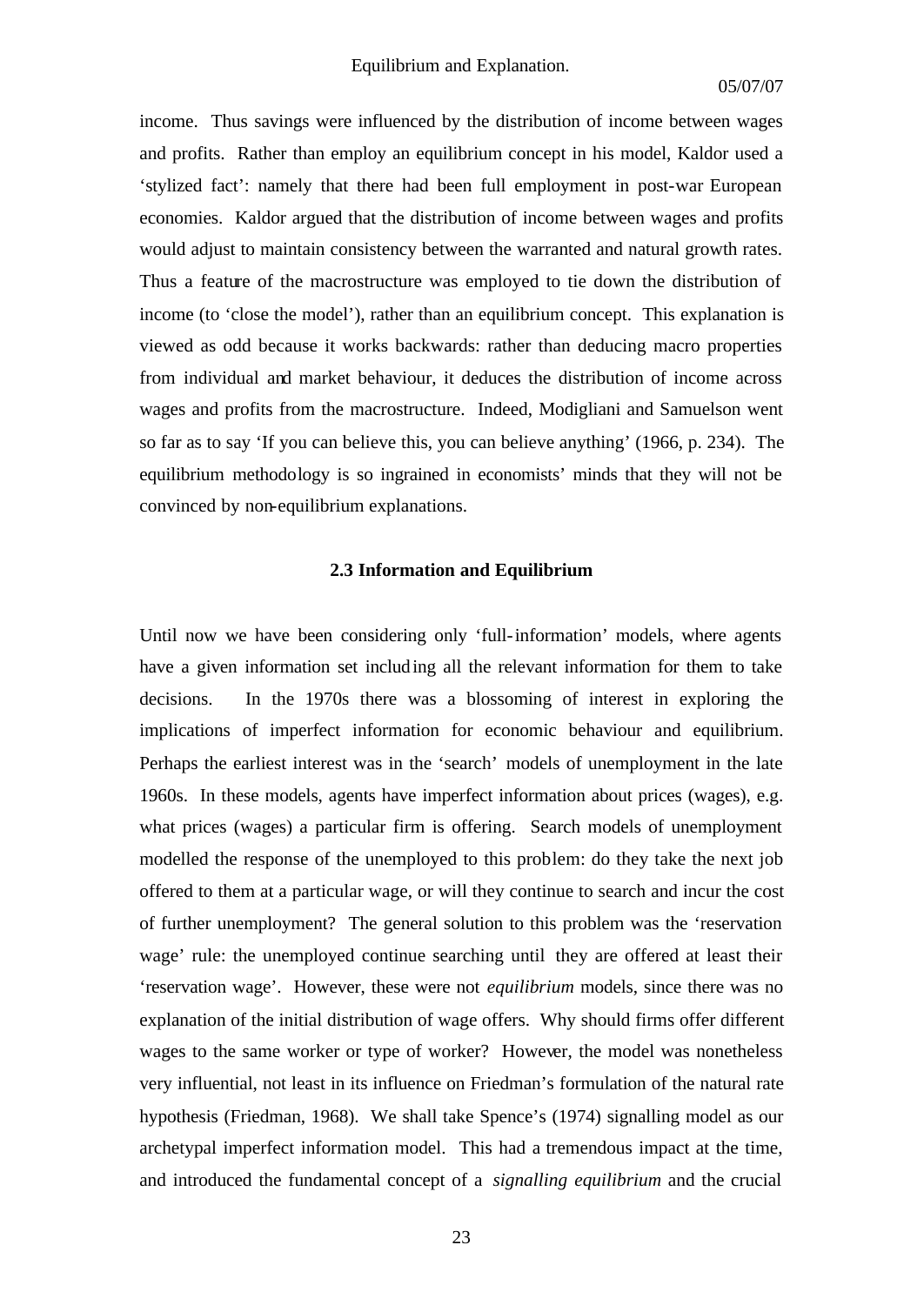income. Thus savings were influenced by the distribution of income between wages and profits. Rather than employ an equilibrium concept in his model, Kaldor used a 'stylized fact': namely that there had been full employment in post-war European economies. Kaldor argued that the distribution of income between wages and profits would adjust to maintain consistency between the warranted and natural growth rates. Thus a feature of the macrostructure was employed to tie down the distribution of income (to 'close the model'), rather than an equilibrium concept. This explanation is viewed as odd because it works backwards: rather than deducing macro properties from individual and market behaviour, it deduces the distribution of income across wages and profits from the macrostructure. Indeed, Modigliani and Samuelson went so far as to say 'If you can believe this, you can believe anything' (1966, p. 234). The equilibrium methodology is so ingrained in economists' minds that they will not be convinced by non-equilibrium explanations.

### 2.3 Information and Equilibrium

Until now we have been considering only 'full-information' models, where agents have a given information set including all the relevant information for them to take decisions. In the 1970s there was a blossoming of interest in exploring the implications of imperfect information for economic behaviour and equilibrium. Perhaps the earliest interest was in the 'search' models of unemployment in the late 1960s. In these models, agents have imperfect information about prices (wages), e.g. what prices (wages) a particular firm is offering. Search models of unemployment modelled the response of the unemployed to this problem: do they take the next job offered to them at a particular wage, or will they continue to search and incur the cost of further unemployment? The general solution to this problem was the 'reservation wage' rule: the unemployed continue searching until they are offered at least their 'reservation wage'. However, these were not *equilibrium* models, since there was no explanation of the initial distribution of wage offers. Why should firms offer different wages to the same worker or type of worker? However, the model was nonetheless very influential, not least in its influence on Friedman's formulation of the natural rate hypothesis (Friedman, 1968). We shall take Spence's (1974) signalling model as our archetypal imperfect information model. This had a tremendous impact at the time, and introduced the fundamental concept of a *signalling equilibrium* and the crucial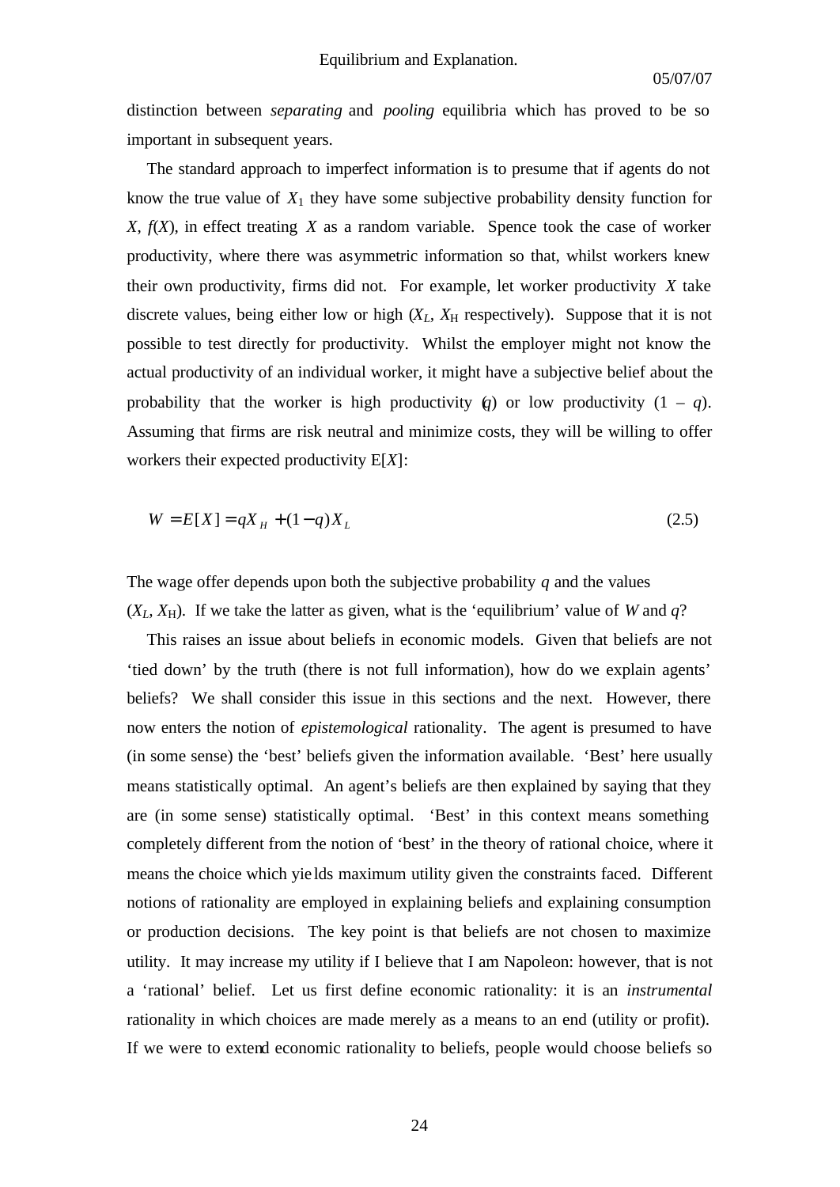distinction between *separating* and *pooling* equilibria which has proved to be so important in subsequent years.

The standard approach to imperfect information is to presume that if agents do not know the true value of $X_1$ they have some subjective probability density function for $X$, $f(X)$, in effect treating $X$ as a random variable. Spence took the case of worker productivity, where there was asymmetric information so that, whilst workers knew their own productivity, firms did not. For example, let worker productivity $X$ take discrete values, being either low or high ($X_L$, $X_H$ respectively). Suppose that it is not possible to test directly for productivity. Whilst the employer might not know the actual productivity of an individual worker, it might have a subjective belief about the probability that the worker is high productivity ($q$) or low productivity ($1 - q$). Assuming that firms are risk neutral and minimize costs, they will be willing to offer workers their expected productivity E[$X$]:

$$W = E[X] = qX_H + (1-q)X_L \tag{2.5}$$

The wage offer depends upon both the subjective probability $q$ and the values ($X_L$, $X_H$). If we take the latter as given, what is the 'equilibrium' value of $W$ and $q$?

This raises an issue about beliefs in economic models. Given that beliefs are not 'tied down' by the truth (there is not full information), how do we explain agents' beliefs? We shall consider this issue in this sections and the next. However, there now enters the notion of *epistemological* rationality. The agent is presumed to have (in some sense) the 'best' beliefs given the information available. 'Best' here usually means statistically optimal. An agent's beliefs are then explained by saying that they are (in some sense) statistically optimal. 'Best' in this context means something completely different from the notion of 'best' in the theory of rational choice, where it means the choice which yields maximum utility given the constraints faced. Different notions of rationality are employed in explaining beliefs and explaining consumption or production decisions. The key point is that beliefs are not chosen to maximize utility. It may increase my utility if I believe that I am Napoleon: however, that is not a 'rational' belief. Let us first define economic rationality: it is an *instrumental* rationality in which choices are made merely as a means to an end (utility or profit). If we were to extend economic rationality to beliefs, people would choose beliefs so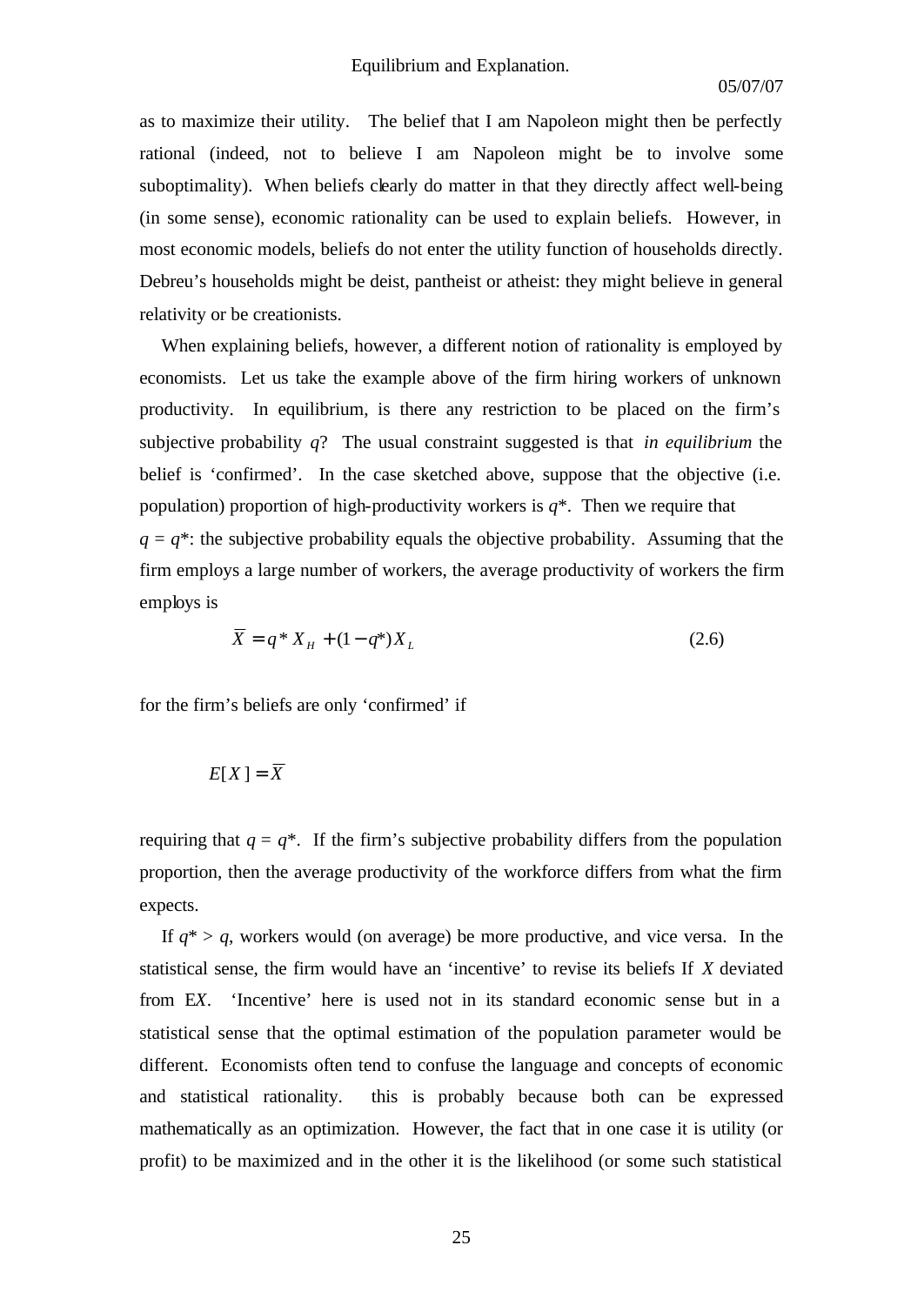as to maximize their utility. The belief that I am Napoleon might then be perfectly rational (indeed, not to believe I am Napoleon might be to involve some suboptimality). When beliefs clearly do matter in that they directly affect well-being (in some sense), economic rationality can be used to explain beliefs. However, in most economic models, beliefs do not enter the utility function of households directly. Debreu's households might be deist, pantheist or atheist: they might believe in general relativity or be creationists.

When explaining beliefs, however, a different notion of rationality is employed by economists. Let us take the example above of the firm hiring workers of unknown productivity. In equilibrium, is there any restriction to be placed on the firm's subjective probability $q$? The usual constraint suggested is that *in equilibrium* the belief is 'confirmed'. In the case sketched above, suppose that the objective (i.e. population) proportion of high-productivity workers is $q^*$. Then we require that $q = q^*$: the subjective probability equals the objective probability. Assuming that the firm employs a large number of workers, the average productivity of workers the firm employs is

$$\bar{X} = q^* X_H + (1 - q^*) X_L \tag{2.6}$$

for the firm's beliefs are only 'confirmed' if

$$E[X] = \bar{X}$$

requiring that $q = q^*$. If the firm's subjective probability differs from the population proportion, then the average productivity of the workforce differs from what the firm expects.

If $q^* > q$, workers would (on average) be more productive, and vice versa. In the statistical sense, the firm would have an 'incentive' to revise its beliefs If $X$ deviated from E$X$. 'Incentive' here is used not in its standard economic sense but in a statistical sense that the optimal estimation of the population parameter would be different. Economists often tend to confuse the language and concepts of economic and statistical rationality. this is probably because both can be expressed mathematically as an optimization. However, the fact that in one case it is utility (or profit) to be maximized and in the other it is the likelihood (or some such statistical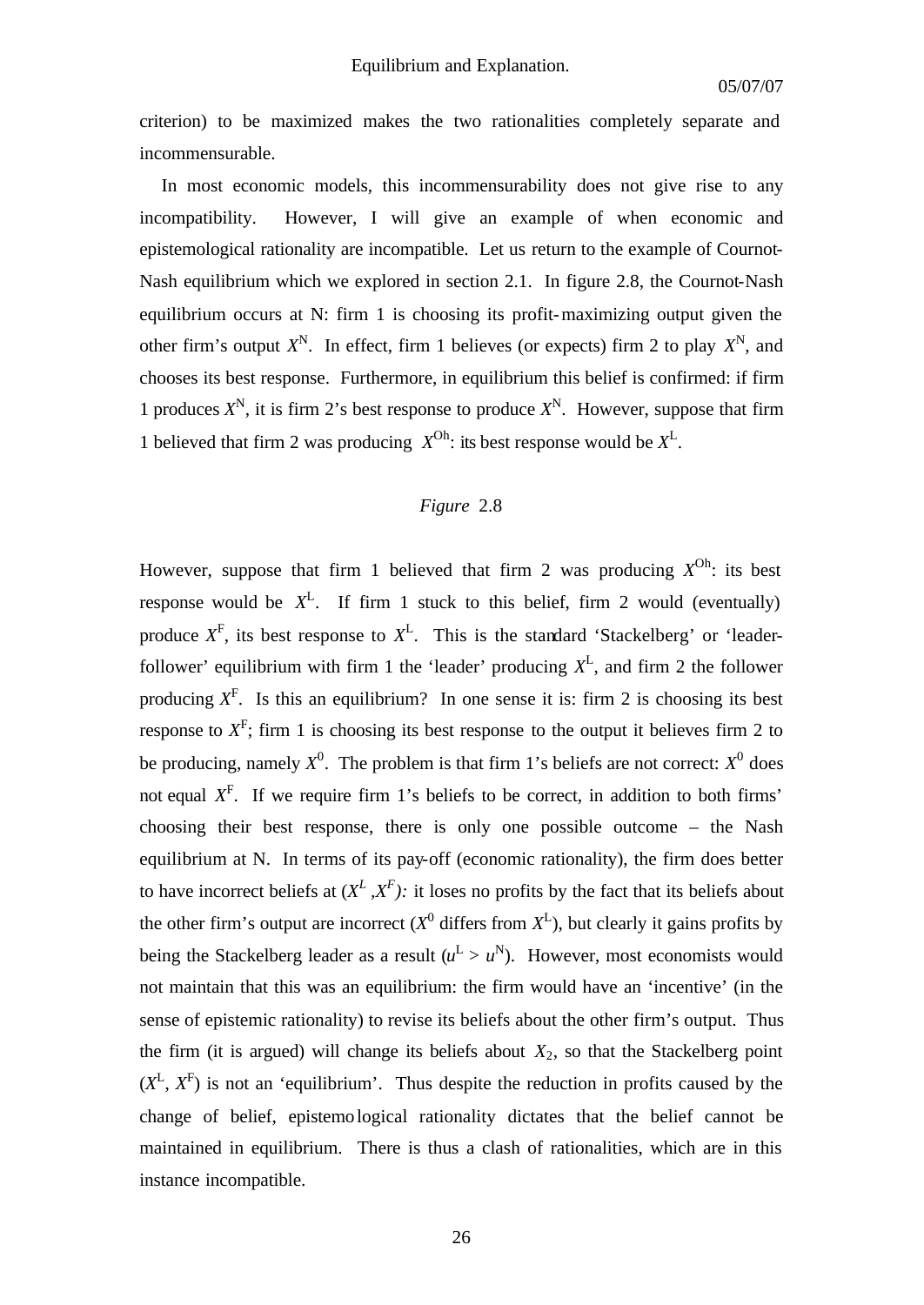criterion) to be maximized makes the two rationalities completely separate and incommensurable.

In most economic models, this incommensurability does not give rise to any incompatibility. However, I will give an example of when economic and epistemological rationality are incompatible. Let us return to the example of Cournot-Nash equilibrium which we explored in section 2.1. In figure 2.8, the Cournot-Nash equilibrium occurs at N: firm 1 is choosing its profit-maximizing output given the other firm's output $X^N$. In effect, firm 1 believes (or expects) firm 2 to play $X^N$, and chooses its best response. Furthermore, in equilibrium this belief is confirmed: if firm 1 produces $X^N$, it is firm 2's best response to produce $X^N$. However, suppose that firm 1 believed that firm 2 was producing $X^{Oh}$: its best response would be $X^L$.

*Figure* 2.8

However, suppose that firm 1 believed that firm 2 was producing $X^{Oh}$: its best response would be $X^L$. If firm 1 stuck to this belief, firm 2 would (eventually) produce $X^F$, its best response to $X^L$. This is the standard 'Stackelberg' or 'leader-follower' equilibrium with firm 1 the 'leader' producing $X^L$, and firm 2 the follower producing $X^F$. Is this an equilibrium? In one sense it is: firm 2 is choosing its best response to $X^F$; firm 1 is choosing its best response to the output it believes firm 2 to be producing, namely $X^0$. The problem is that firm 1's beliefs are not correct: $X^0$ does not equal $X^F$. If we require firm 1's beliefs to be correct, in addition to both firms' choosing their best response, there is only one possible outcome – the Nash equilibrium at N. In terms of its pay-off (economic rationality), the firm does better to have incorrect beliefs at $(X^L, X^F)$: it loses no profits by the fact that its beliefs about the other firm's output are incorrect ($X^0$ differs from $X^L$), but clearly it gains profits by being the Stackelberg leader as a result ($u^L > u^N$). However, most economists would not maintain that this was an equilibrium: the firm would have an 'incentive' (in the sense of epistemic rationality) to revise its beliefs about the other firm's output. Thus the firm (it is argued) will change its beliefs about $X_2$, so that the Stackelberg point $(X^L, X^F)$ is not an 'equilibrium'. Thus despite the reduction in profits caused by the change of belief, epistemological rationality dictates that the belief cannot be maintained in equilibrium. There is thus a clash of rationalities, which are in this instance incompatible.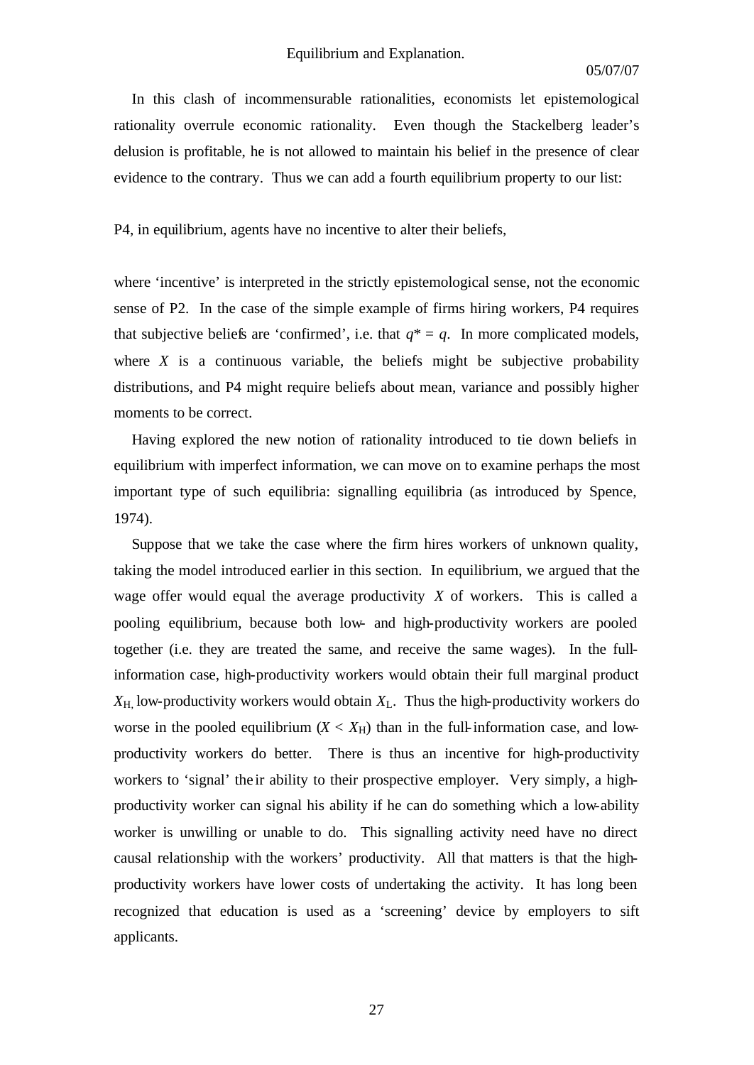In this clash of incommensurable rationalities, economists let epistemological rationality overrule economic rationality. Even though the Stackelberg leader's delusion is profitable, he is not allowed to maintain his belief in the presence of clear evidence to the contrary. Thus we can add a fourth equilibrium property to our list:

P4, in equilibrium, agents have no incentive to alter their beliefs,

where 'incentive' is interpreted in the strictly epistemological sense, not the economic sense of P2. In the case of the simple example of firms hiring workers, P4 requires that subjective beliefs are 'confirmed', i.e. that $q^* = q$. In more complicated models, where $X$ is a continuous variable, the beliefs might be subjective probability distributions, and P4 might require beliefs about mean, variance and possibly higher moments to be correct.

Having explored the new notion of rationality introduced to tie down beliefs in equilibrium with imperfect information, we can move on to examine perhaps the most important type of such equilibria: signalling equilibria (as introduced by Spence, 1974).

Suppose that we take the case where the firm hires workers of unknown quality, taking the model introduced earlier in this section. In equilibrium, we argued that the wage offer would equal the average productivity $X$ of workers. This is called a pooling equilibrium, because both low- and high-productivity workers are pooled together (i.e. they are treated the same, and receive the same wages). In the full-information case, high-productivity workers would obtain their full marginal product $X_H$, low-productivity workers would obtain $X_L$. Thus the high-productivity workers do worse in the pooled equilibrium ($X < X_H$) than in the full-information case, and low-productivity workers do better. There is thus an incentive for high-productivity workers to 'signal' their ability to their prospective employer. Very simply, a high-productivity worker can signal his ability if he can do something which a low-ability worker is unwilling or unable to do. This signalling activity need have no direct causal relationship with the workers' productivity. All that matters is that the high-productivity workers have lower costs of undertaking the activity. It has long been recognized that education is used as a 'screening' device by employers to sift applicants.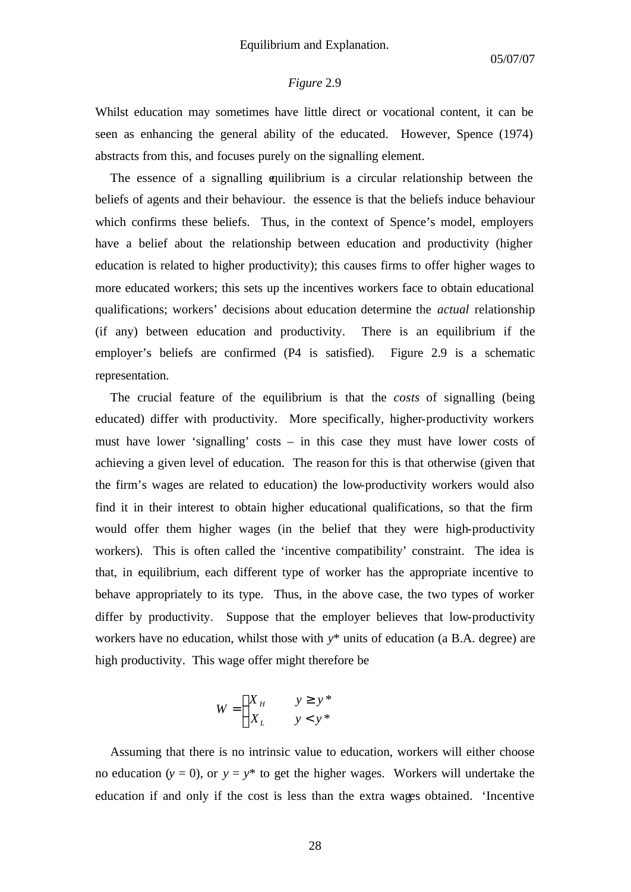*Figure* 2.9

Whilst education may sometimes have little direct or vocational content, it can be seen as enhancing the general ability of the educated. However, Spence (1974) abstracts from this, and focuses purely on the signalling element.

The essence of a signalling equilibrium is a circular relationship between the beliefs of agents and their behaviour. the essence is that the beliefs induce behaviour which confirms these beliefs. Thus, in the context of Spence's model, employers have a belief about the relationship between education and productivity (higher education is related to higher productivity); this causes firms to offer higher wages to more educated workers; this sets up the incentives workers face to obtain educational qualifications; workers' decisions about education determine the *actual* relationship (if any) between education and productivity. There is an equilibrium if the employer's beliefs are confirmed (P4 is satisfied). Figure 2.9 is a schematic representation.

The crucial feature of the equilibrium is that the *costs* of signalling (being educated) differ with productivity. More specifically, higher-productivity workers must have lower 'signalling' costs – in this case they must have lower costs of achieving a given level of education. The reason for this is that otherwise (given that the firm's wages are related to education) the low-productivity workers would also find it in their interest to obtain higher educational qualifications, so that the firm would offer them higher wages (in the belief that they were high-productivity workers). This is often called the 'incentive compatibility' constraint. The idea is that, in equilibrium, each different type of worker has the appropriate incentive to behave appropriately to its type. Thus, in the above case, the two types of worker differ by productivity. Suppose that the employer believes that low-productivity workers have no education, whilst those with $y^*$ units of education (a B.A. degree) are high productivity. This wage offer might therefore be

$$W = \begin{cases} X_H & y \geq y^* \\ X_L & y < y^* \end{cases}$$

Assuming that there is no intrinsic value to education, workers will either choose no education ($y = 0$), or $y = y^*$ to get the higher wages. Workers will undertake the education if and only if the cost is less than the extra wages obtained. 'Incentive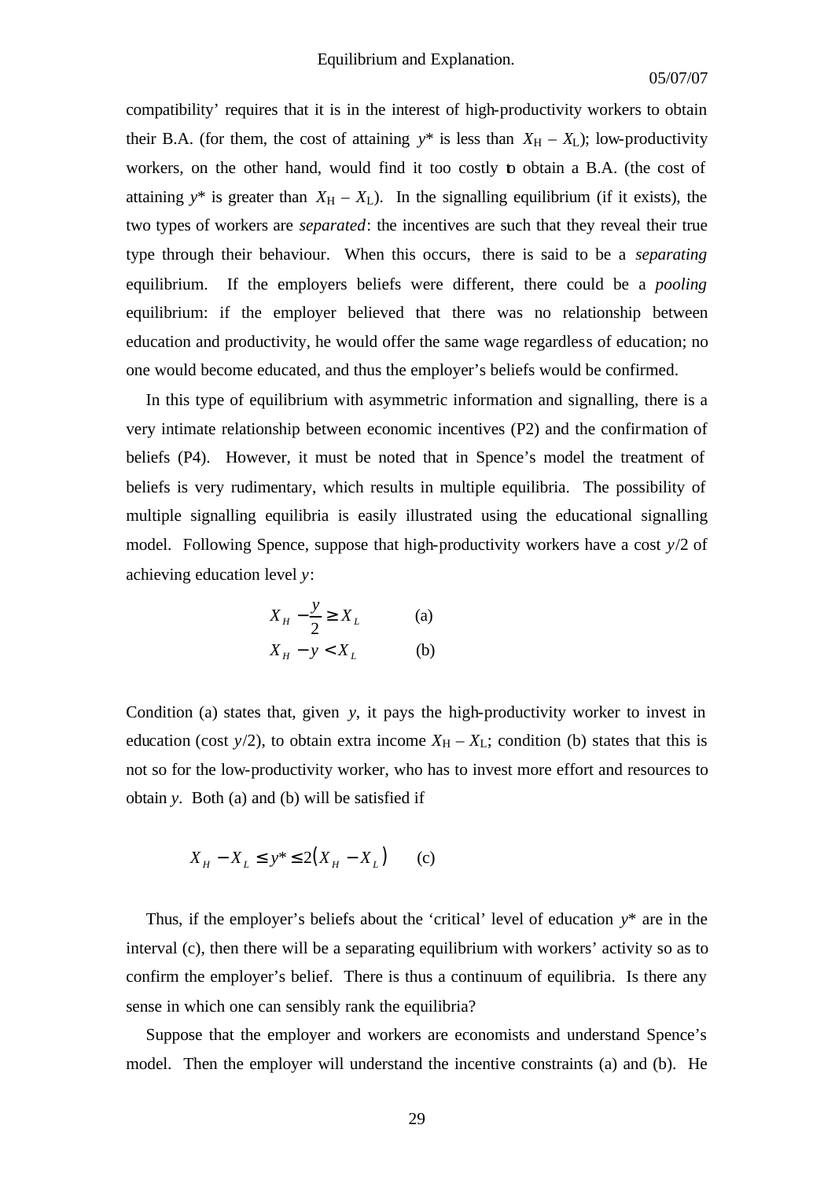compatibility' requires that it is in the interest of high-productivity workers to obtain their B.A. (for them, the cost of attaining $y^*$ is less than $X_H - X_L$); low-productivity workers, on the other hand, would find it too costly to obtain a B.A. (the cost of attaining $y^*$ is greater than $X_H - X_L$). In the signalling equilibrium (if it exists), the two types of workers are *separated*: the incentives are such that they reveal their true type through their behaviour. When this occurs, there is said to be a *separating* equilibrium. If the employers beliefs were different, there could be a *pooling* equilibrium: if the employer believed that there was no relationship between education and productivity, he would offer the same wage regardless of education; no one would become educated, and thus the employer's beliefs would be confirmed.

In this type of equilibrium with asymmetric information and signalling, there is a very intimate relationship between economic incentives (P2) and the confirmation of beliefs (P4). However, it must be noted that in Spence's model the treatment of beliefs is very rudimentary, which results in multiple equilibria. The possibility of multiple signalling equilibria is easily illustrated using the educational signalling model. Following Spence, suppose that high-productivity workers have a cost $y/2$ of achieving education level $y$:

$$X_H - \frac{y}{2} \geq X_L \qquad \text{(a)}$$

$$X_H - y < X_L \qquad \text{(b)}$$

Condition (a) states that, given $y$, it pays the high-productivity worker to invest in education (cost $y/2$), to obtain extra income $X_H - X_L$; condition (b) states that this is not so for the low-productivity worker, who has to invest more effort and resources to obtain $y$. Both (a) and (b) will be satisfied if

$$X_H - X_L \leq y^* \leq 2(X_H - X_L) \qquad \text{(c)}$$

Thus, if the employer's beliefs about the 'critical' level of education $y^*$ are in the interval (c), then there will be a separating equilibrium with workers' activity so as to confirm the employer's belief. There is thus a continuum of equilibria. Is there any sense in which one can sensibly rank the equilibria?

Suppose that the employer and workers are economists and understand Spence's model. Then the employer will understand the incentive constraints (a) and (b). He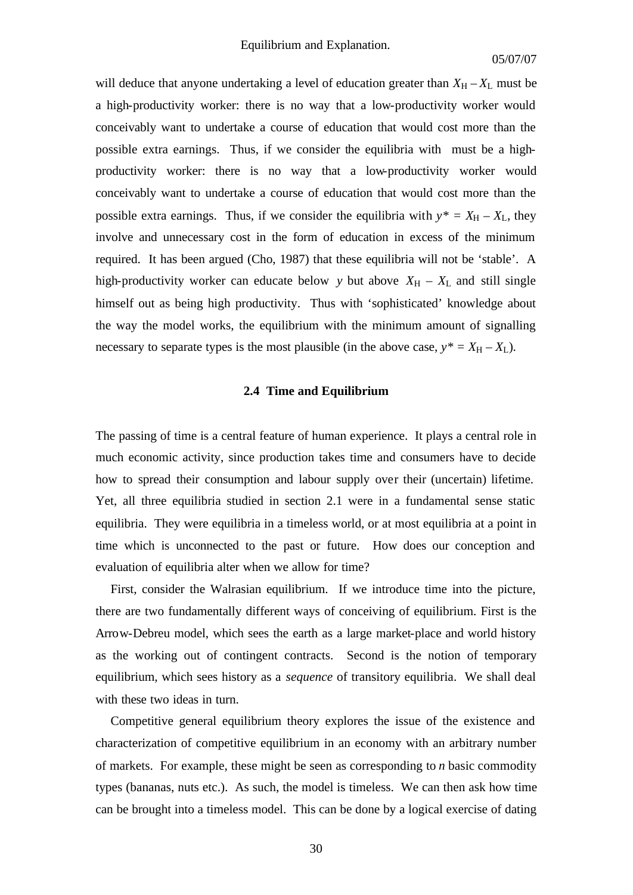will deduce that anyone undertaking a level of education greater than $X_H - X_L$ must be a high-productivity worker: there is no way that a low-productivity worker would conceivably want to undertake a course of education that would cost more than the possible extra earnings. Thus, if we consider the equilibria with must be a high-productivity worker: there is no way that a low-productivity worker would conceivably want to undertake a course of education that would cost more than the possible extra earnings. Thus, if we consider the equilibria with $y^* = X_H - X_L$, they involve and unnecessary cost in the form of education in excess of the minimum required. It has been argued (Cho, 1987) that these equilibria will not be 'stable'. A high-productivity worker can educate below $y$ but above $X_H - X_L$ and still single himself out as being high productivity. Thus with 'sophisticated' knowledge about the way the model works, the equilibrium with the minimum amount of signalling necessary to separate types is the most plausible (in the above case, $y^* = X_H - X_L$).

### 2.4 Time and Equilibrium

The passing of time is a central feature of human experience. It plays a central role in much economic activity, since production takes time and consumers have to decide how to spread their consumption and labour supply over their (uncertain) lifetime. Yet, all three equilibria studied in section 2.1 were in a fundamental sense static equilibria. They were equilibria in a timeless world, or at most equilibria at a point in time which is unconnected to the past or future. How does our conception and evaluation of equilibria alter when we allow for time?

First, consider the Walrasian equilibrium. If we introduce time into the picture, there are two fundamentally different ways of conceiving of equilibrium. First is the Arrow-Debreu model, which sees the earth as a large market-place and world history as the working out of contingent contracts. Second is the notion of temporary equilibrium, which sees history as a *sequence* of transitory equilibria. We shall deal with these two ideas in turn.

Competitive general equilibrium theory explores the issue of the existence and characterization of competitive equilibrium in an economy with an arbitrary number of markets. For example, these might be seen as corresponding to *n* basic commodity types (bananas, nuts etc.). As such, the model is timeless. We can then ask how time can be brought into a timeless model. This can be done by a logical exercise of dating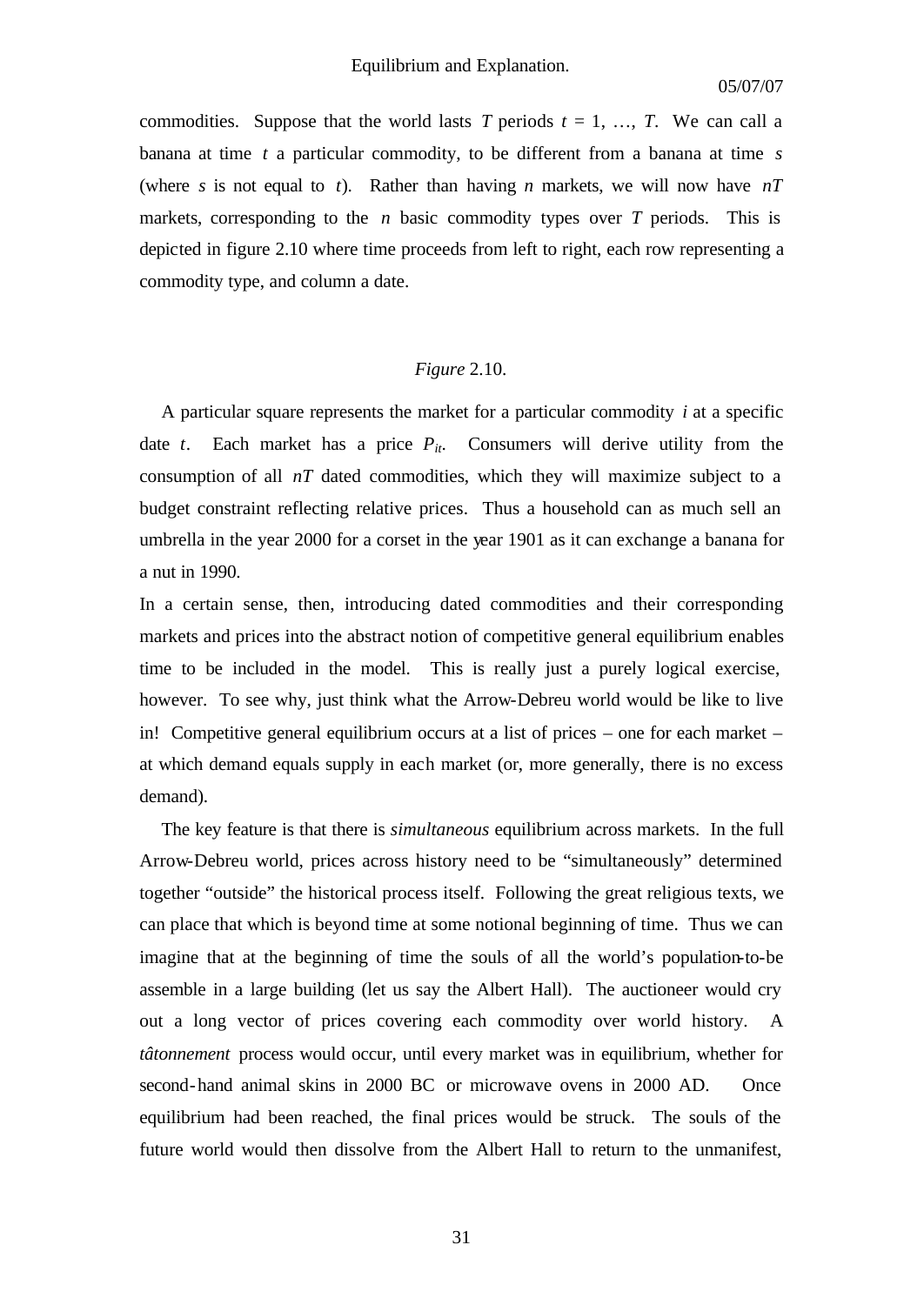commodities. Suppose that the world lasts $T$ periods $t = 1, \ldots, T$. We can call a banana at time $t$ a particular commodity, to be different from a banana at time $s$ (where $s$ is not equal to $t$). Rather than having $n$ markets, we will now have $nT$ markets, corresponding to the $n$ basic commodity types over $T$ periods. This is depicted in figure 2.10 where time proceeds from left to right, each row representing a commodity type, and column a date.

*Figure* 2.10.

A particular square represents the market for a particular commodity $i$ at a specific date $t$. Each market has a price $P_{it}$. Consumers will derive utility from the consumption of all $nT$ dated commodities, which they will maximize subject to a budget constraint reflecting relative prices. Thus a household can as much sell an umbrella in the year 2000 for a corset in the year 1901 as it can exchange a banana for a nut in 1990.

In a certain sense, then, introducing dated commodities and their corresponding markets and prices into the abstract notion of competitive general equilibrium enables time to be included in the model. This is really just a purely logical exercise, however. To see why, just think what the Arrow-Debreu world would be like to live in! Competitive general equilibrium occurs at a list of prices – one for each market – at which demand equals supply in each market (or, more generally, there is no excess demand).

The key feature is that there is *simultaneous* equilibrium across markets. In the full Arrow-Debreu world, prices across history need to be "simultaneously" determined together "outside" the historical process itself. Following the great religious texts, we can place that which is beyond time at some notional beginning of time. Thus we can imagine that at the beginning of time the souls of all the world's population-to-be assemble in a large building (let us say the Albert Hall). The auctioneer would cry out a long vector of prices covering each commodity over world history. A *tâtonnement* process would occur, until every market was in equilibrium, whether for second-hand animal skins in 2000 BC or microwave ovens in 2000 AD. Once equilibrium had been reached, the final prices would be struck. The souls of the future world would then dissolve from the Albert Hall to return to the unmanifest,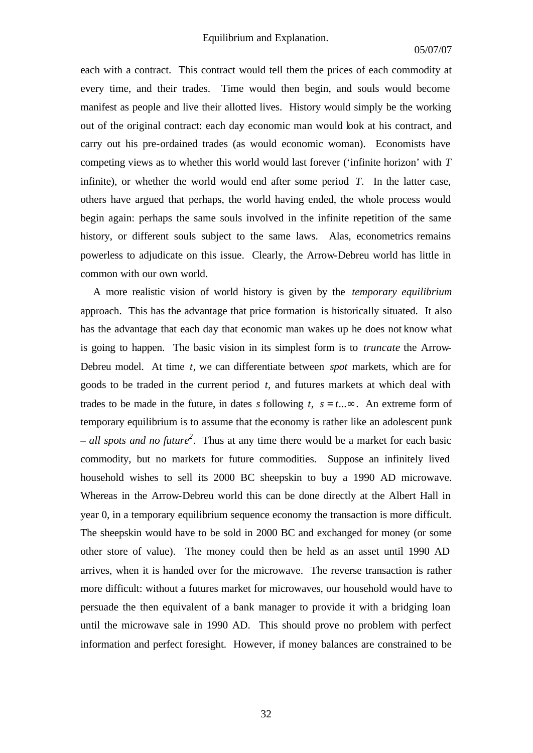each with a contract. This contract would tell them the prices of each commodity at every time, and their trades. Time would then begin, and souls would become manifest as people and live their allotted lives. History would simply be the working out of the original contract: each day economic man would look at his contract, and carry out his pre-ordained trades (as would economic woman). Economists have competing views as to whether this world would last forever ('infinite horizon' with $T$ infinite), or whether the world would end after some period $T$. In the latter case, others have argued that perhaps, the world having ended, the whole process would begin again: perhaps the same souls involved in the infinite repetition of the same history, or different souls subject to the same laws. Alas, econometrics remains powerless to adjudicate on this issue. Clearly, the Arrow-Debreu world has little in common with our own world.

A more realistic vision of world history is given by the *temporary equilibrium* approach. This has the advantage that price formation is historically situated. It also has the advantage that each day that economic man wakes up he does not know what is going to happen. The basic vision in its simplest form is to *truncate* the Arrow-Debreu model. At time $t$, we can differentiate between *spot* markets, which are for goods to be traded in the current period $t$, and futures markets at which deal with trades to be made in the future, in dates $s$ following $t$, $s = t...\infty$. An extreme form of temporary equilibrium is to assume that the economy is rather like an adolescent punk – *all spots and no future*[2]. Thus at any time there would be a market for each basic commodity, but no markets for future commodities. Suppose an infinitely lived household wishes to sell its 2000 BC sheepskin to buy a 1990 AD microwave. Whereas in the Arrow-Debreu world this can be done directly at the Albert Hall in year 0, in a temporary equilibrium sequence economy the transaction is more difficult. The sheepskin would have to be sold in 2000 BC and exchanged for money (or some other store of value). The money could then be held as an asset until 1990 AD arrives, when it is handed over for the microwave. The reverse transaction is rather more difficult: without a futures market for microwaves, our household would have to persuade the then equivalent of a bank manager to provide it with a bridging loan until the microwave sale in 1990 AD. This should prove no problem with perfect information and perfect foresight. However, if money balances are constrained to be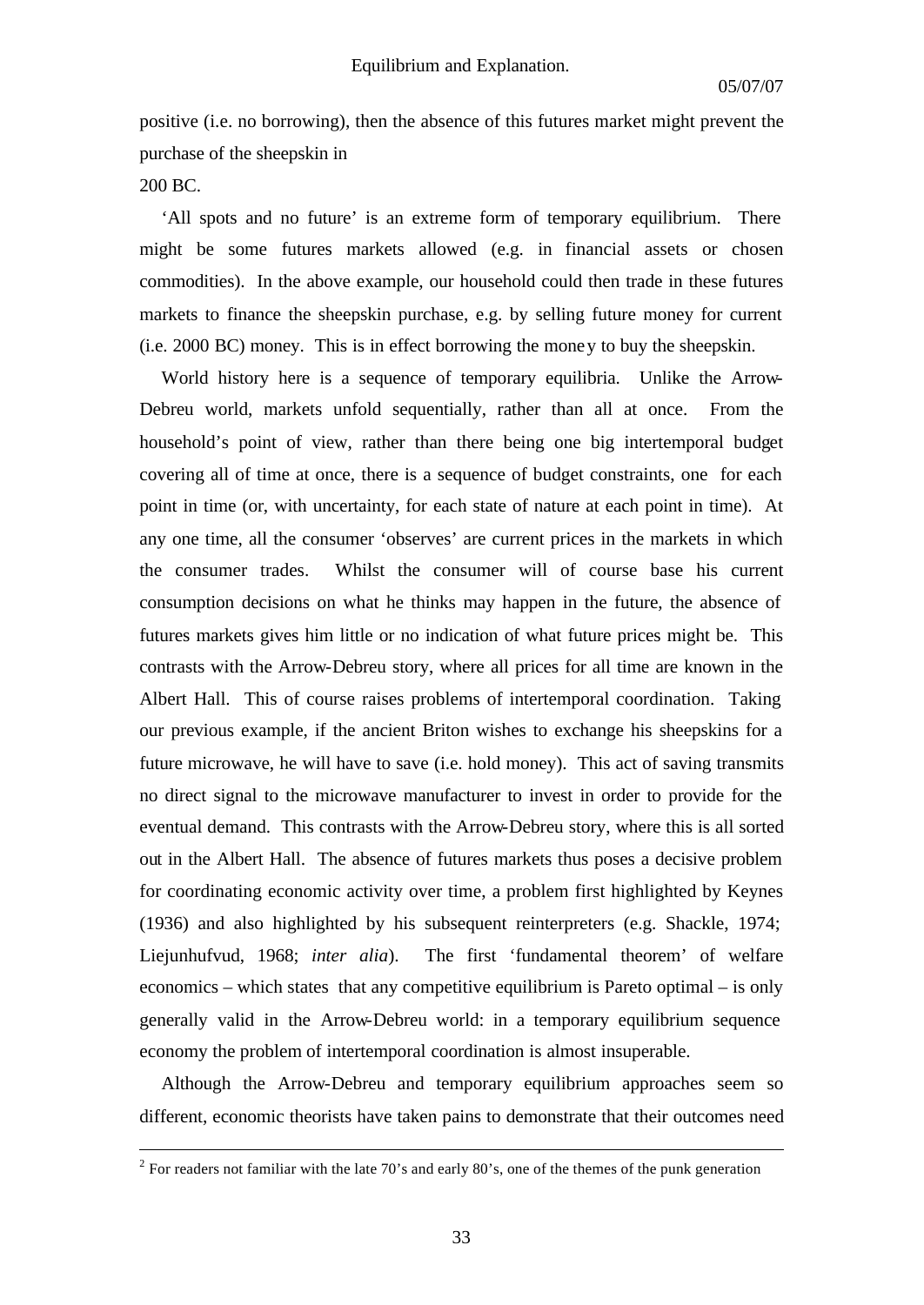positive (i.e. no borrowing), then the absence of this futures market might prevent the purchase of the sheepskin in
200 BC.

'All spots and no future' is an extreme form of temporary equilibrium. There might be some futures markets allowed (e.g. in financial assets or chosen commodities). In the above example, our household could then trade in these futures markets to finance the sheepskin purchase, e.g. by selling future money for current (i.e. 2000 BC) money. This is in effect borrowing the money to buy the sheepskin.

World history here is a sequence of temporary equilibria. Unlike the Arrow-Debreu world, markets unfold sequentially, rather than all at once. From the household's point of view, rather than there being one big intertemporal budget covering all of time at once, there is a sequence of budget constraints, one for each point in time (or, with uncertainty, for each state of nature at each point in time). At any one time, all the consumer 'observes' are current prices in the markets in which the consumer trades. Whilst the consumer will of course base his current consumption decisions on what he thinks may happen in the future, the absence of futures markets gives him little or no indication of what future prices might be. This contrasts with the Arrow-Debreu story, where all prices for all time are known in the Albert Hall. This of course raises problems of intertemporal coordination. Taking our previous example, if the ancient Briton wishes to exchange his sheepskins for a future microwave, he will have to save (i.e. hold money). This act of saving transmits no direct signal to the microwave manufacturer to invest in order to provide for the eventual demand. This contrasts with the Arrow-Debreu story, where this is all sorted out in the Albert Hall. The absence of futures markets thus poses a decisive problem for coordinating economic activity over time, a problem first highlighted by Keynes (1936) and also highlighted by his subsequent reinterpreters (e.g. Shackle, 1974; Liejunhufvud, 1968; *inter alia*). The first 'fundamental theorem' of welfare economics – which states that any competitive equilibrium is Pareto optimal – is only generally valid in the Arrow-Debreu world: in a temporary equilibrium sequence economy the problem of intertemporal coordination is almost insuperable.

Although the Arrow-Debreu and temporary equilibrium approaches seem so different, economic theorists have taken pains to demonstrate that their outcomes need

[2] For readers not familiar with the late 70's and early 80's, one of the themes of the punk generation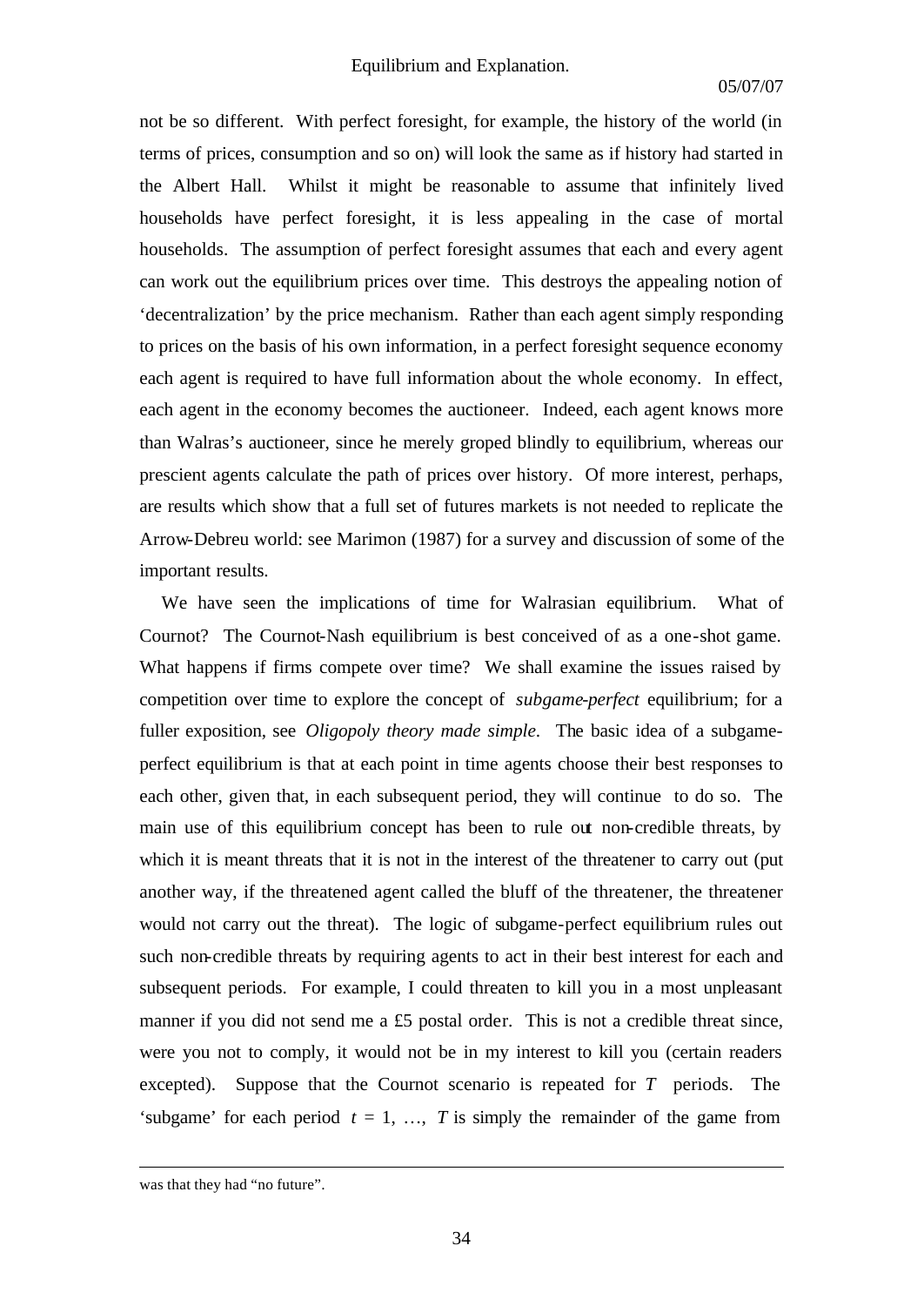not be so different. With perfect foresight, for example, the history of the world (in terms of prices, consumption and so on) will look the same as if history had started in the Albert Hall. Whilst it might be reasonable to assume that infinitely lived households have perfect foresight, it is less appealing in the case of mortal households. The assumption of perfect foresight assumes that each and every agent can work out the equilibrium prices over time. This destroys the appealing notion of 'decentralization' by the price mechanism. Rather than each agent simply responding to prices on the basis of his own information, in a perfect foresight sequence economy each agent is required to have full information about the whole economy. In effect, each agent in the economy becomes the auctioneer. Indeed, each agent knows more than Walras's auctioneer, since he merely groped blindly to equilibrium, whereas our prescient agents calculate the path of prices over history. Of more interest, perhaps, are results which show that a full set of futures markets is not needed to replicate the Arrow-Debreu world: see Marimon (1987) for a survey and discussion of some of the important results.

We have seen the implications of time for Walrasian equilibrium. What of Cournot? The Cournot-Nash equilibrium is best conceived of as a one-shot game. What happens if firms compete over time? We shall examine the issues raised by competition over time to explore the concept of *subgame-perfect* equilibrium; for a fuller exposition, see *Oligopoly theory made simple*. The basic idea of a subgame-perfect equilibrium is that at each point in time agents choose their best responses to each other, given that, in each subsequent period, they will continue to do so. The main use of this equilibrium concept has been to rule out non-credible threats, by which it is meant threats that it is not in the interest of the threatener to carry out (put another way, if the threatened agent called the bluff of the threatener, the threatener would not carry out the threat). The logic of subgame-perfect equilibrium rules out such non-credible threats by requiring agents to act in their best interest for each and subsequent periods. For example, I could threaten to kill you in a most unpleasant manner if you did not send me a £5 postal order. This is not a credible threat since, were you not to comply, it would not be in my interest to kill you (certain readers excepted). Suppose that the Cournot scenario is repeated for $T$ periods. The 'subgame' for each period $t = 1, \ldots, T$ is simply the remainder of the game from

---

was that they had "no future".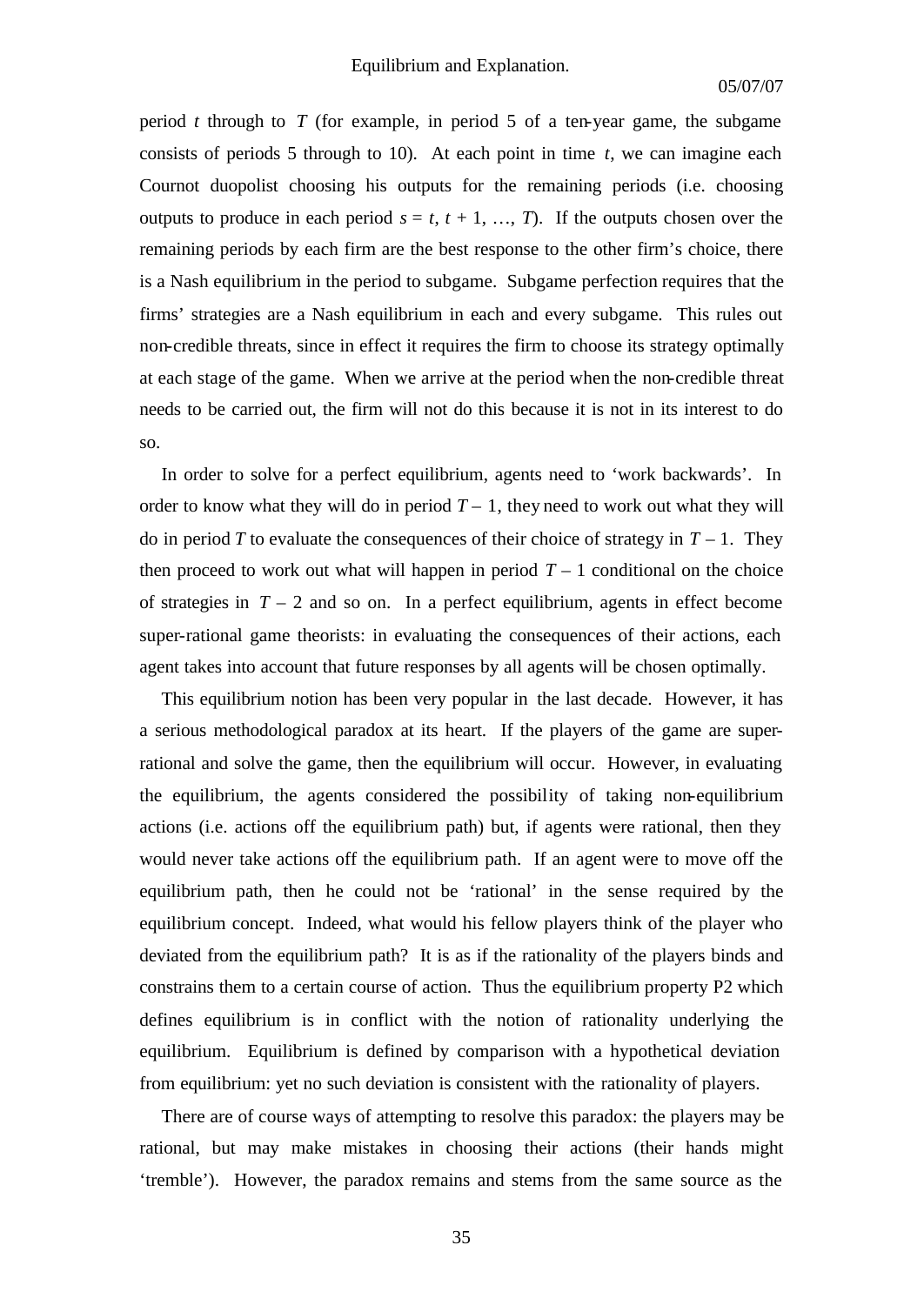period $t$ through to $T$ (for example, in period 5 of a ten-year game, the subgame consists of periods 5 through to 10). At each point in time $t$, we can imagine each Cournot duopolist choosing his outputs for the remaining periods (i.e. choosing outputs to produce in each period $s = t, t + 1, \ldots, T$). If the outputs chosen over the remaining periods by each firm are the best response to the other firm's choice, there is a Nash equilibrium in the period to subgame. Subgame perfection requires that the firms' strategies are a Nash equilibrium in each and every subgame. This rules out non-credible threats, since in effect it requires the firm to choose its strategy optimally at each stage of the game. When we arrive at the period when the non-credible threat needs to be carried out, the firm will not do this because it is not in its interest to do so.

In order to solve for a perfect equilibrium, agents need to 'work backwards'. In order to know what they will do in period $T - 1$, they need to work out what they will do in period $T$ to evaluate the consequences of their choice of strategy in $T - 1$. They then proceed to work out what will happen in period $T - 1$ conditional on the choice of strategies in $T - 2$ and so on. In a perfect equilibrium, agents in effect become super-rational game theorists: in evaluating the consequences of their actions, each agent takes into account that future responses by all agents will be chosen optimally.

This equilibrium notion has been very popular in the last decade. However, it has a serious methodological paradox at its heart. If the players of the game are super-rational and solve the game, then the equilibrium will occur. However, in evaluating the equilibrium, the agents considered the possibility of taking non-equilibrium actions (i.e. actions off the equilibrium path) but, if agents were rational, then they would never take actions off the equilibrium path. If an agent were to move off the equilibrium path, then he could not be 'rational' in the sense required by the equilibrium concept. Indeed, what would his fellow players think of the player who deviated from the equilibrium path? It is as if the rationality of the players binds and constrains them to a certain course of action. Thus the equilibrium property P2 which defines equilibrium is in conflict with the notion of rationality underlying the equilibrium. Equilibrium is defined by comparison with a hypothetical deviation from equilibrium: yet no such deviation is consistent with the rationality of players.

There are of course ways of attempting to resolve this paradox: the players may be rational, but may make mistakes in choosing their actions (their hands might 'tremble'). However, the paradox remains and stems from the same source as the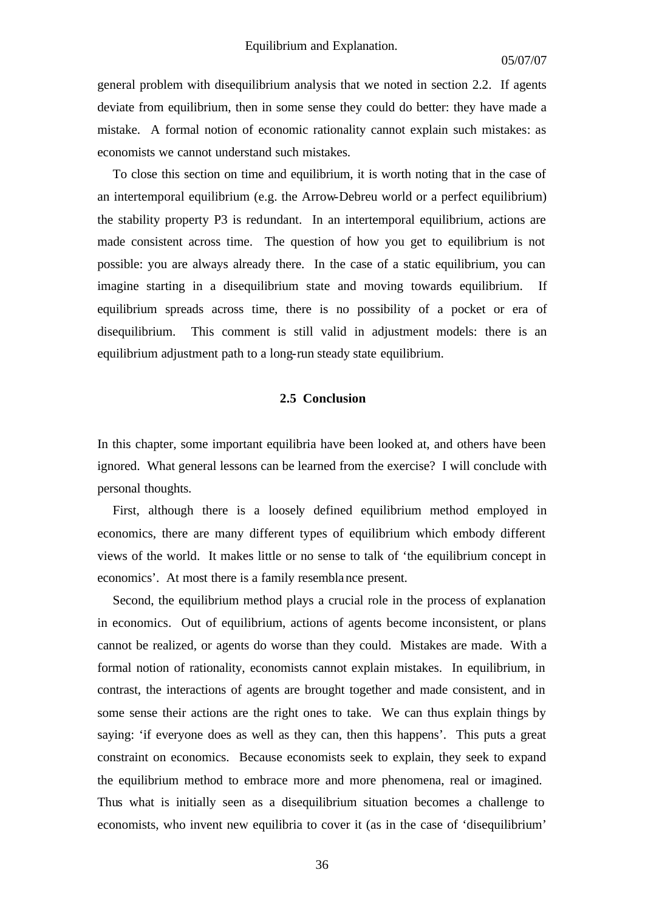general problem with disequilibrium analysis that we noted in section 2.2. If agents deviate from equilibrium, then in some sense they could do better: they have made a mistake. A formal notion of economic rationality cannot explain such mistakes: as economists we cannot understand such mistakes.

To close this section on time and equilibrium, it is worth noting that in the case of an intertemporal equilibrium (e.g. the Arrow-Debreu world or a perfect equilibrium) the stability property P3 is redundant. In an intertemporal equilibrium, actions are made consistent across time. The question of how you get to equilibrium is not possible: you are always already there. In the case of a static equilibrium, you can imagine starting in a disequilibrium state and moving towards equilibrium. If equilibrium spreads across time, there is no possibility of a pocket or era of disequilibrium. This comment is still valid in adjustment models: there is an equilibrium adjustment path to a long-run steady state equilibrium.

### 2.5 Conclusion

In this chapter, some important equilibria have been looked at, and others have been ignored. What general lessons can be learned from the exercise? I will conclude with personal thoughts.

First, although there is a loosely defined equilibrium method employed in economics, there are many different types of equilibrium which embody different views of the world. It makes little or no sense to talk of 'the equilibrium concept in economics'. At most there is a family resemblance present.

Second, the equilibrium method plays a crucial role in the process of explanation in economics. Out of equilibrium, actions of agents become inconsistent, or plans cannot be realized, or agents do worse than they could. Mistakes are made. With a formal notion of rationality, economists cannot explain mistakes. In equilibrium, in contrast, the interactions of agents are brought together and made consistent, and in some sense their actions are the right ones to take. We can thus explain things by saying: 'if everyone does as well as they can, then this happens'. This puts a great constraint on economics. Because economists seek to explain, they seek to expand the equilibrium method to embrace more and more phenomena, real or imagined. Thus what is initially seen as a disequilibrium situation becomes a challenge to economists, who invent new equilibria to cover it (as in the case of 'disequilibrium'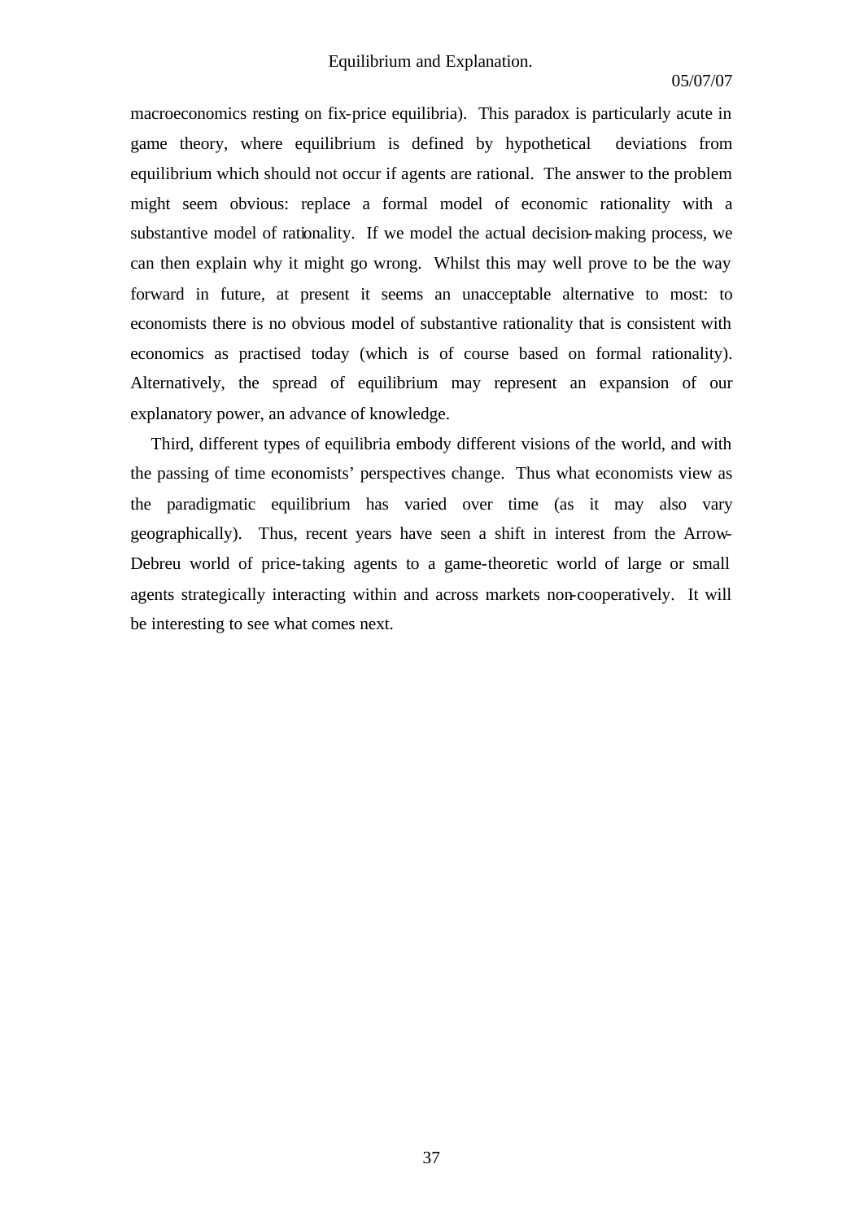macroeconomics resting on fix-price equilibria). This paradox is particularly acute in game theory, where equilibrium is defined by hypothetical deviations from equilibrium which should not occur if agents are rational. The answer to the problem might seem obvious: replace a formal model of economic rationality with a substantive model of rationality. If we model the actual decision-making process, we can then explain why it might go wrong. Whilst this may well prove to be the way forward in future, at present it seems an unacceptable alternative to most: to economists there is no obvious model of substantive rationality that is consistent with economics as practised today (which is of course based on formal rationality). Alternatively, the spread of equilibrium may represent an expansion of our explanatory power, an advance of knowledge.

Third, different types of equilibria embody different visions of the world, and with the passing of time economists' perspectives change. Thus what economists view as the paradigmatic equilibrium has varied over time (as it may also vary geographically). Thus, recent years have seen a shift in interest from the Arrow-Debreu world of price-taking agents to a game-theoretic world of large or small agents strategically interacting within and across markets non-cooperatively. It will be interesting to see what comes next.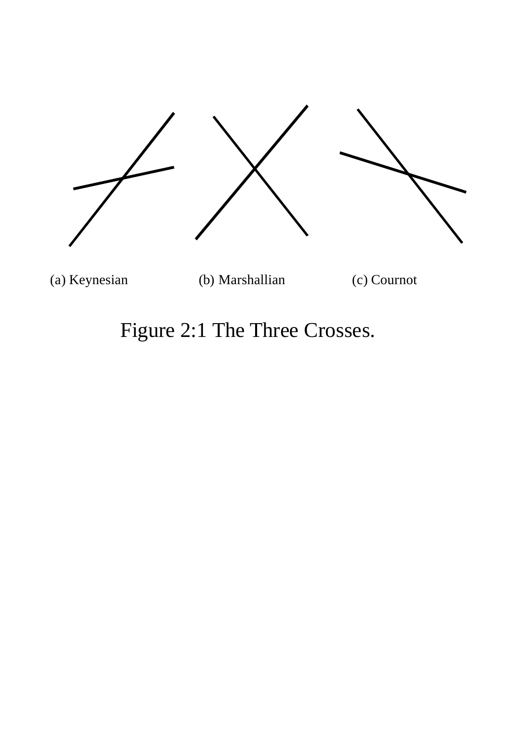(a) Keynesian (b) Marshallian (c) Cournot

Figure 2:1 The Three Crosses.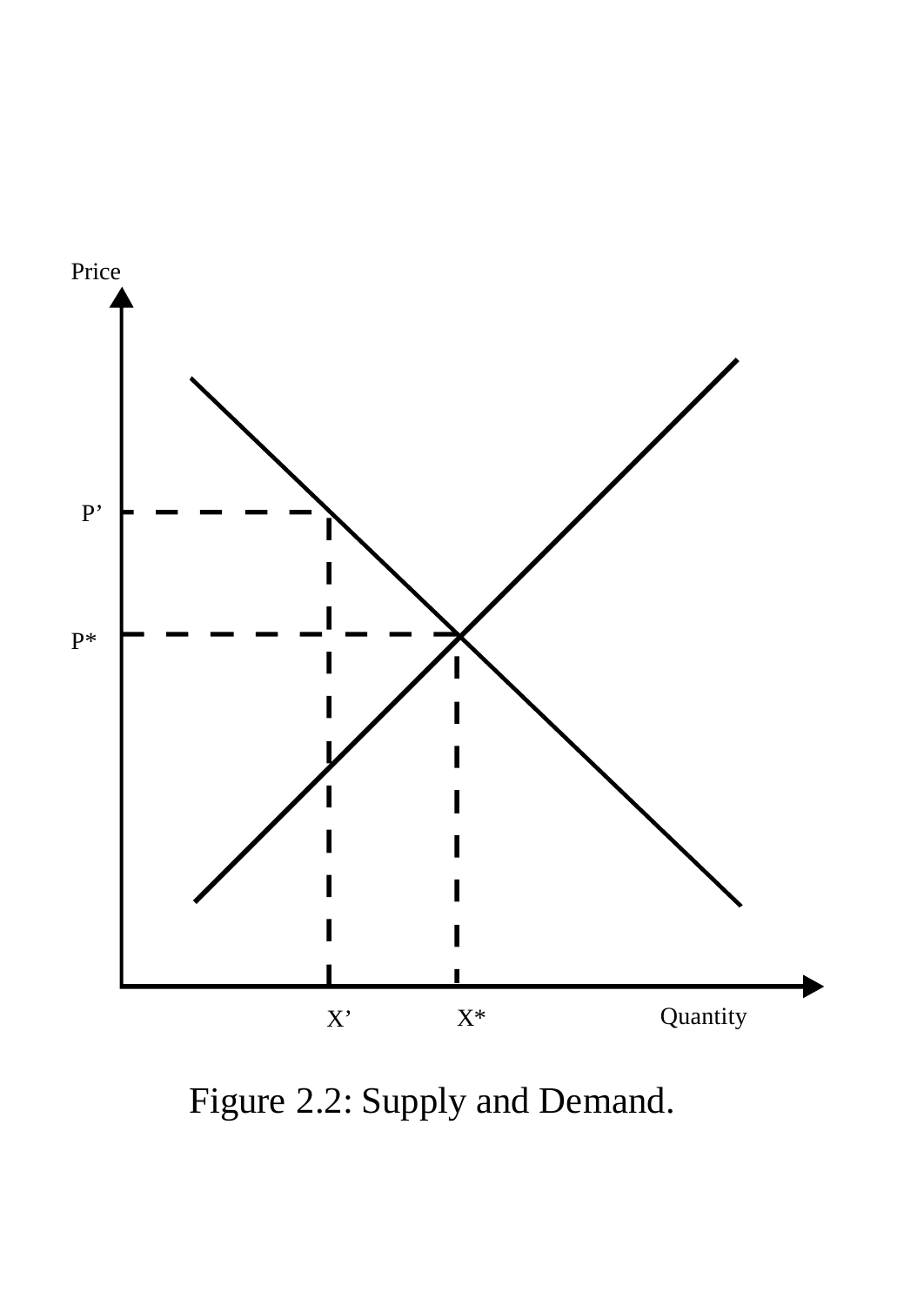Figure 2.2: Supply and Demand.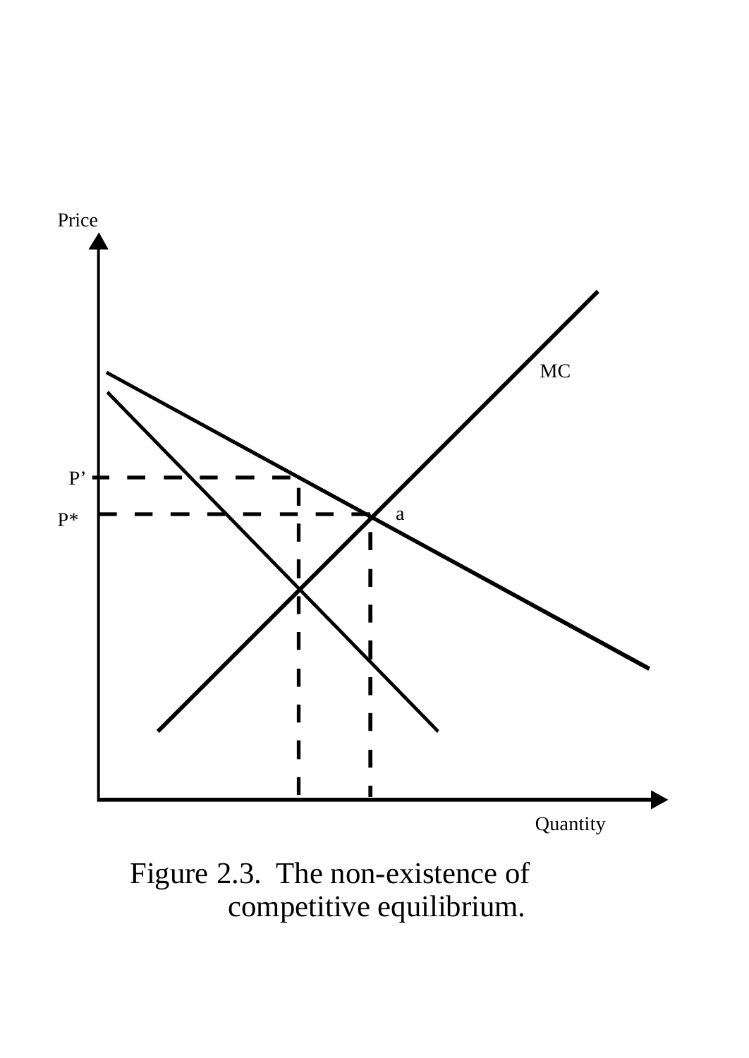Figure 2.3. The non-existence of competitive equilibrium.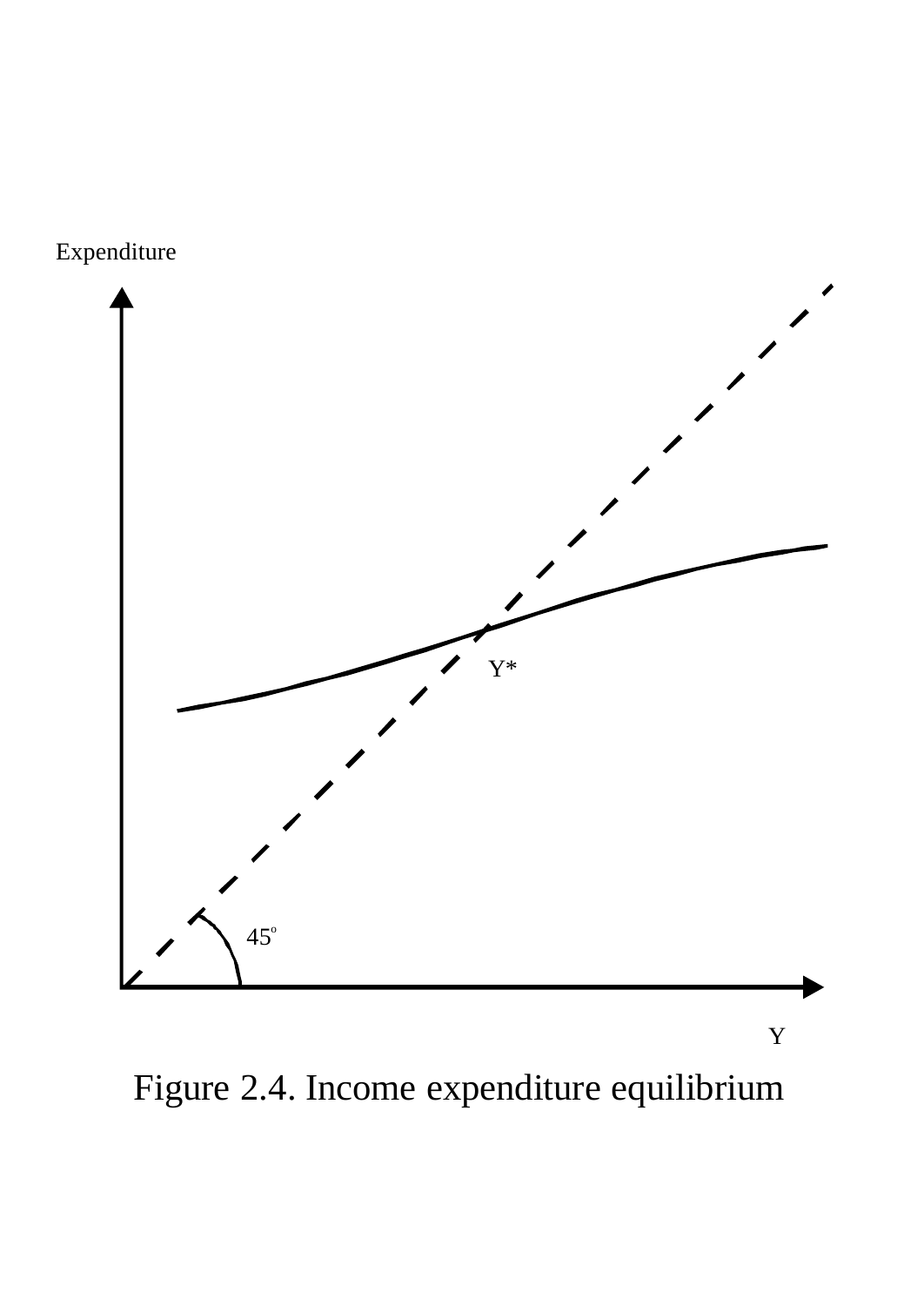Figure 2.4. Income expenditure equilibrium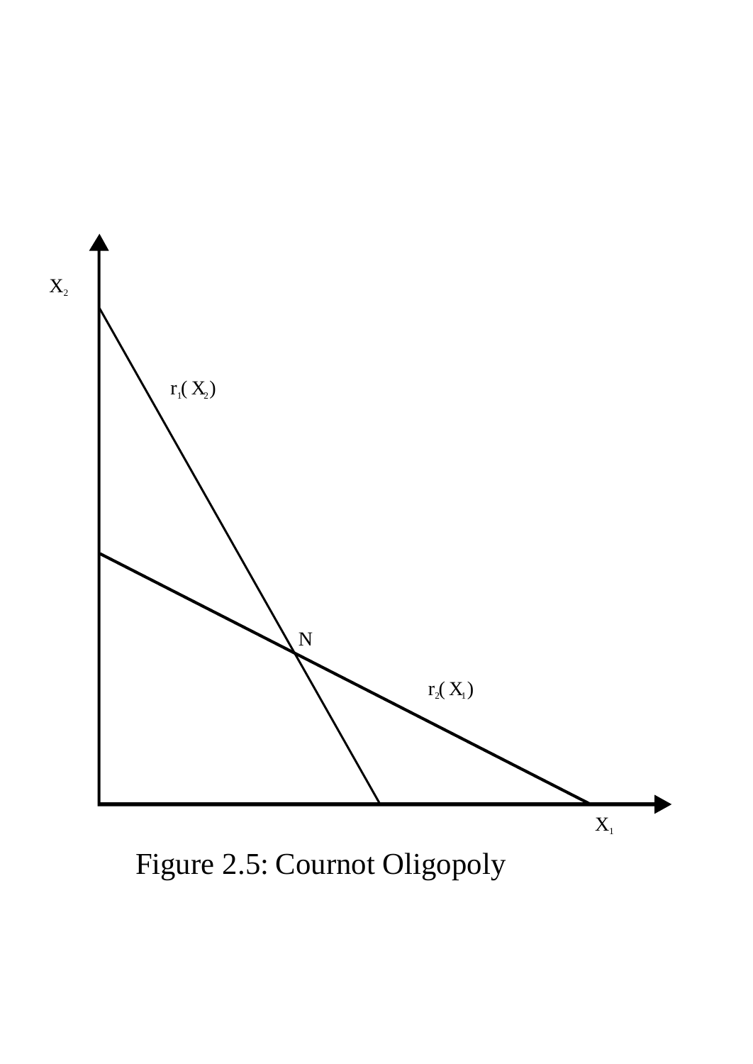Figure 2.5: Cournot Oligopoly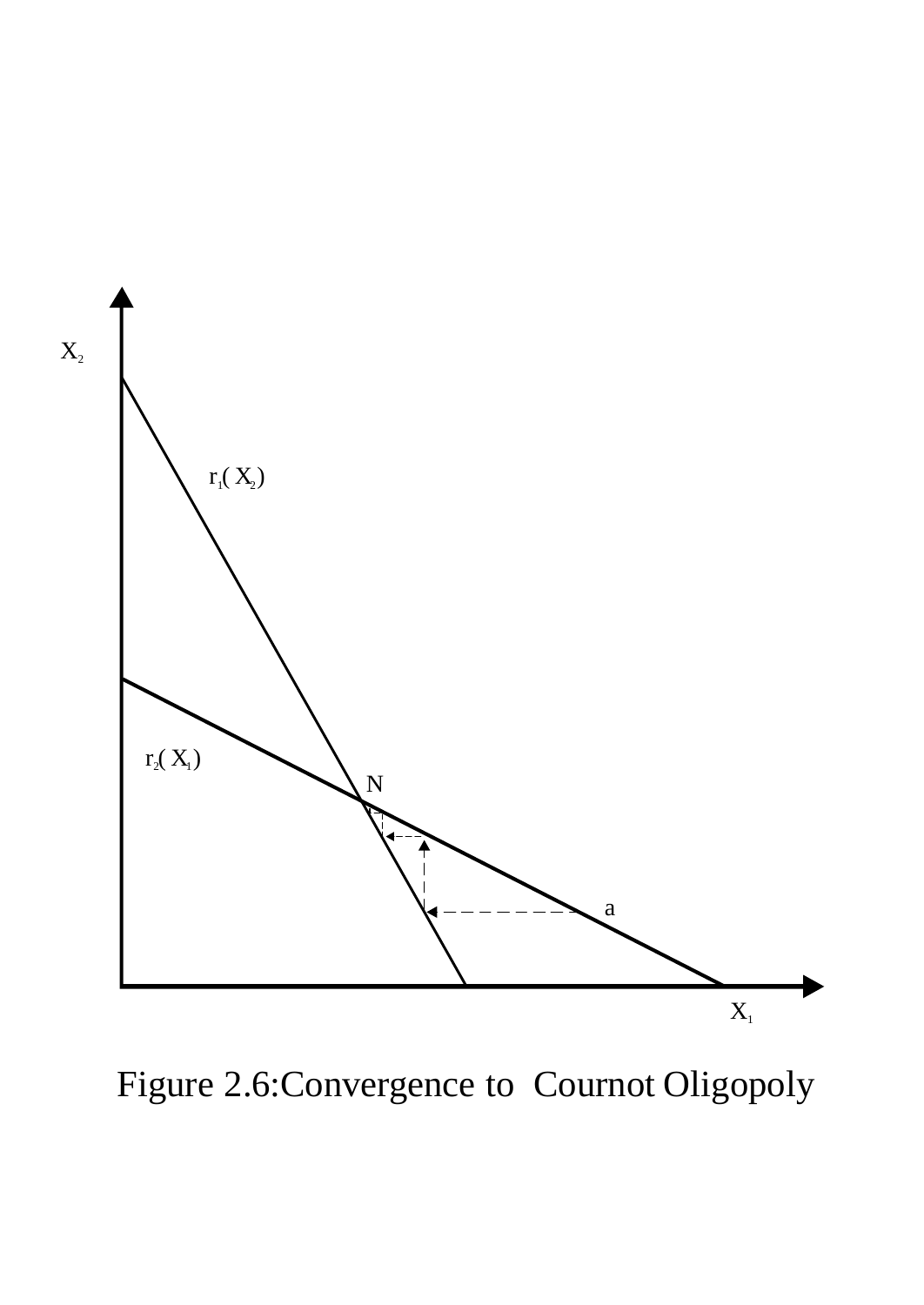Figure 2.6:Convergence to Cournot Oligopoly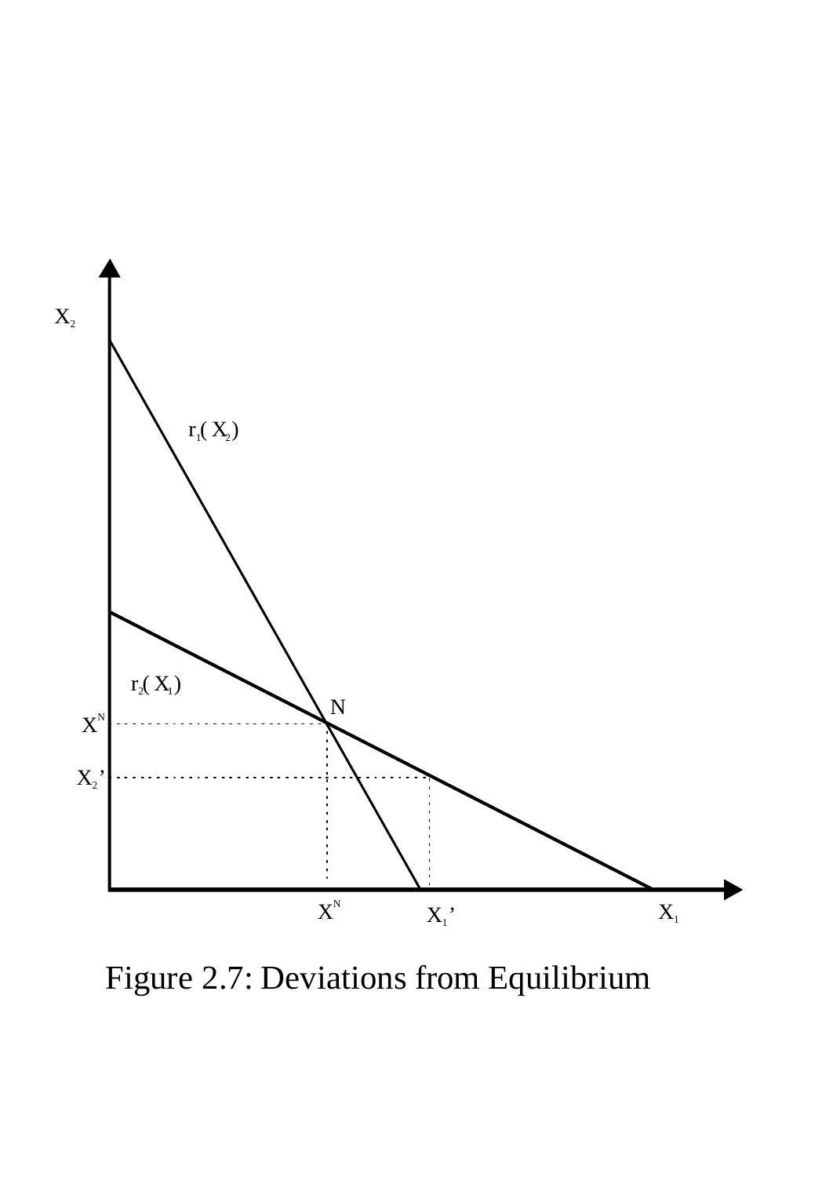Figure 2.7: Deviations from Equilibrium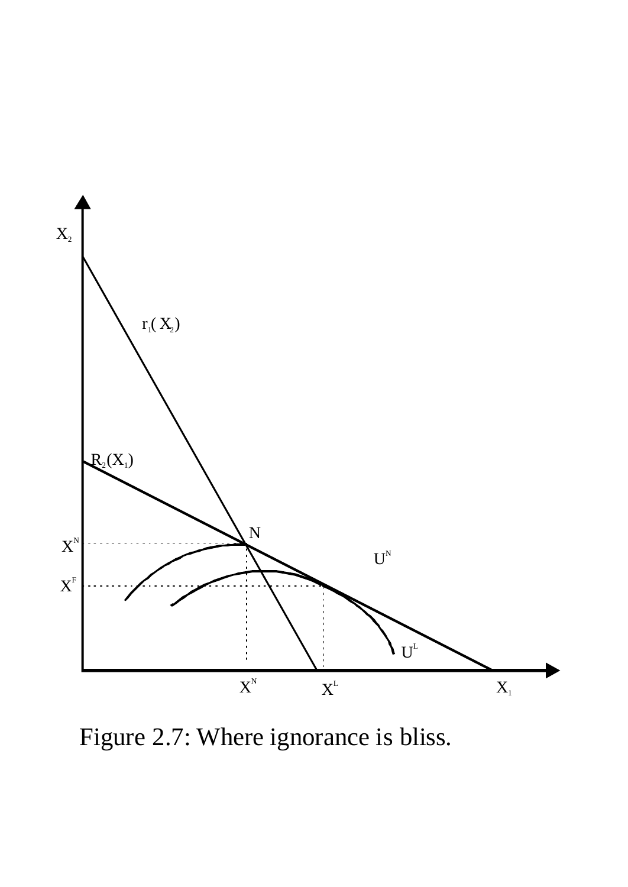Figure 2.7: Where ignorance is bliss.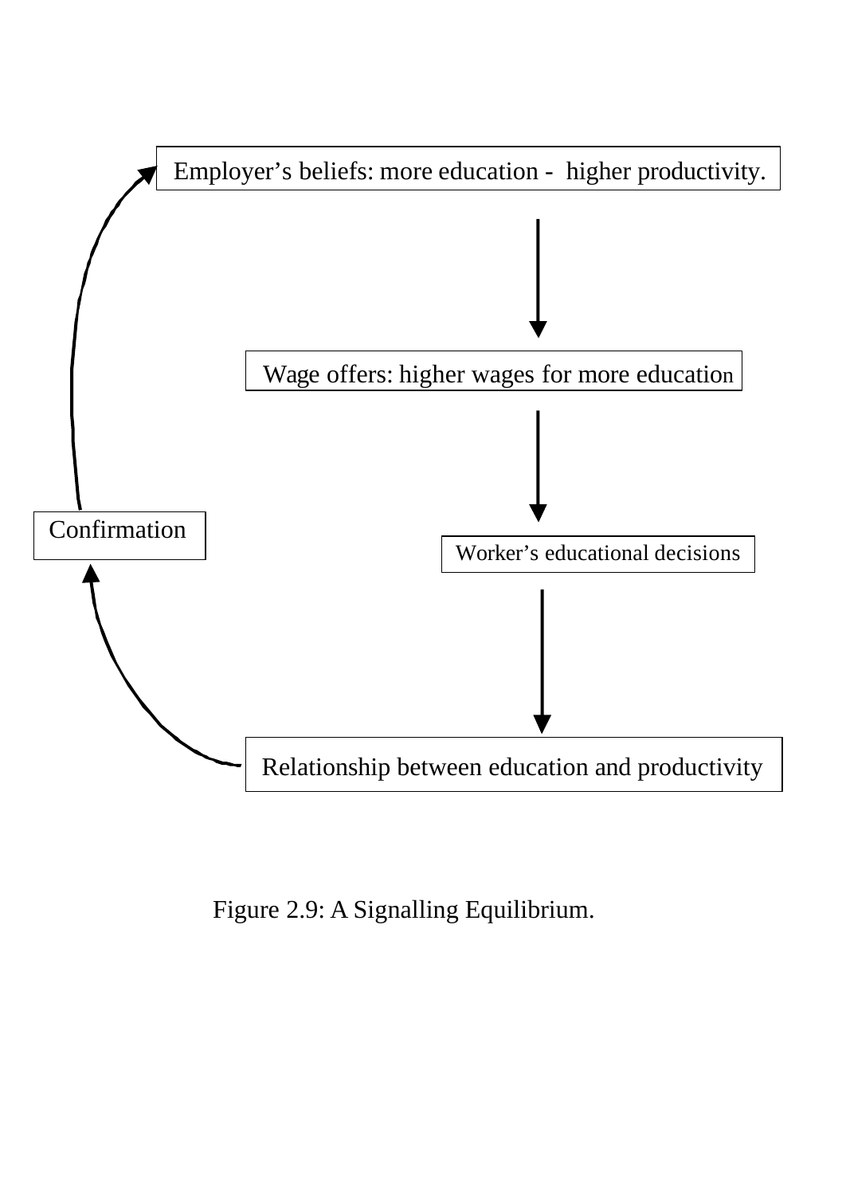Employer's beliefs: more education - higher productivity.

Wage offers: higher wages for more education

Worker's educational decisions

Relationship between education and productivity

Confirmation

Figure 2.9: A Signalling Equilibrium.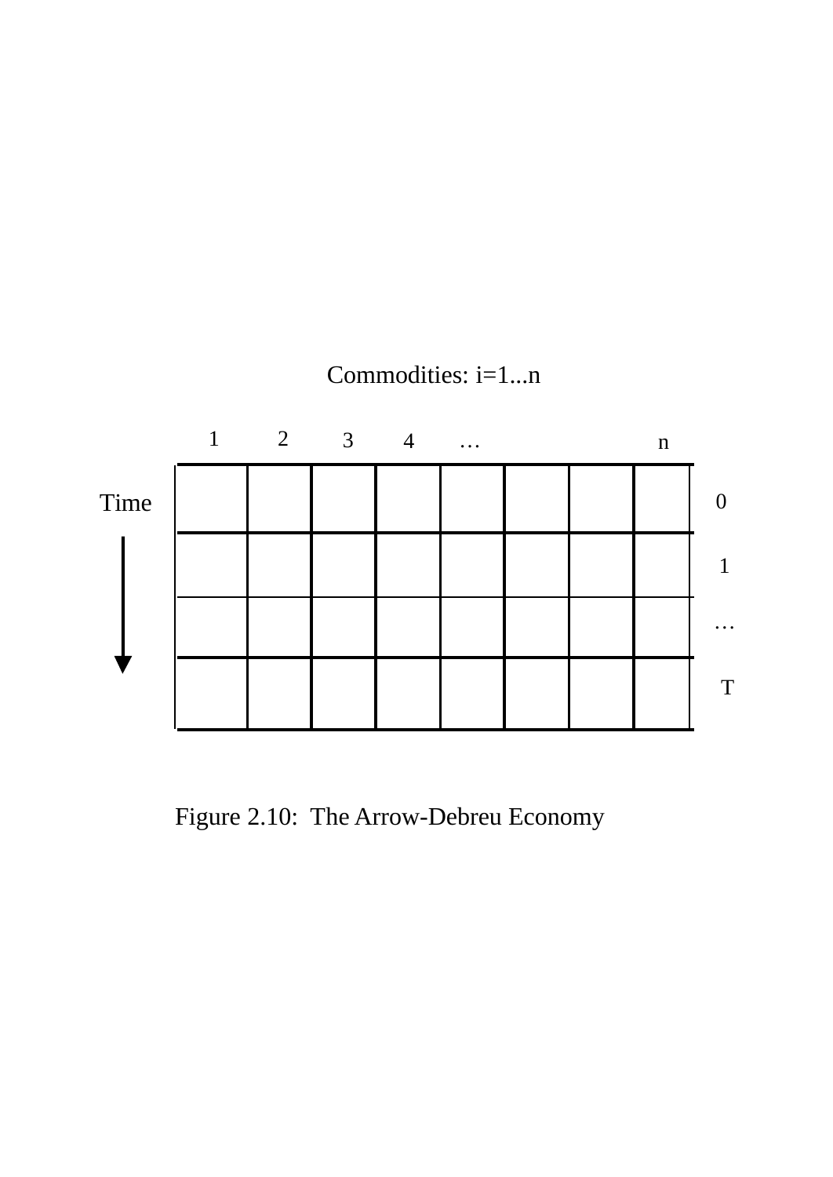Commodities: i=1...n

1 2 3 4 … n

Time

0

1

…

T

Figure 2.10: The Arrow-Debreu Economy